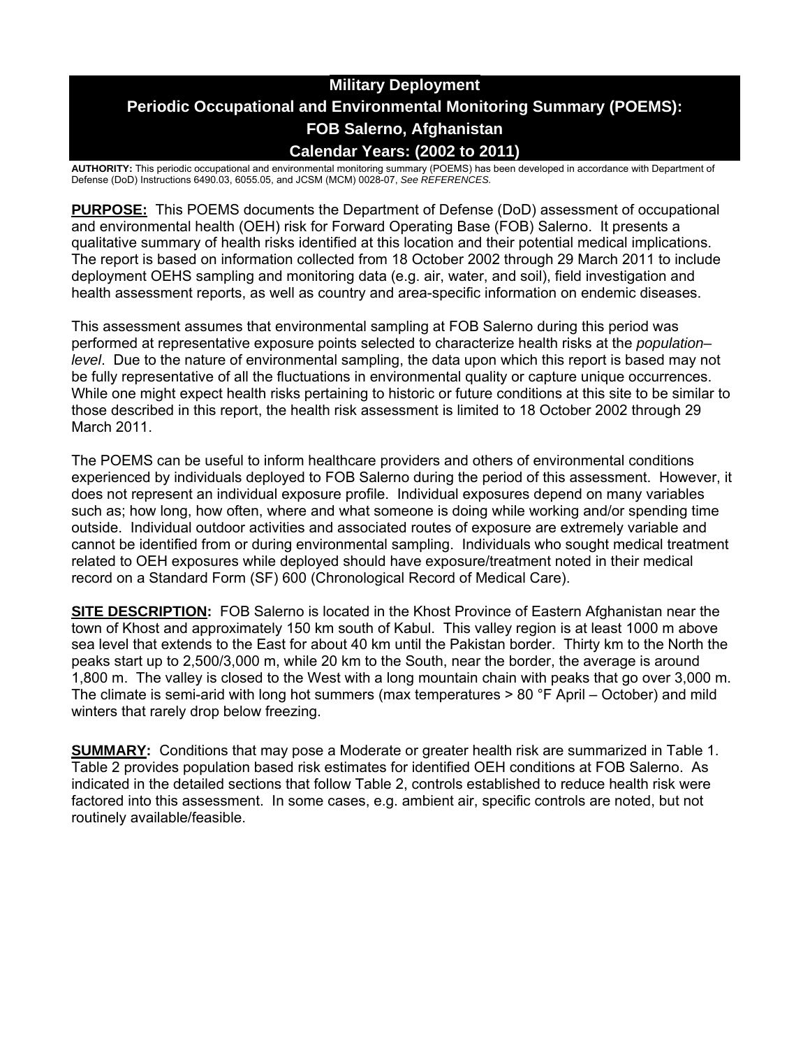# Military Deployment
# Periodic Occupational and Environmental Monitoring Summary (POEMS): FOB Salerno, Afghanistan
# Calendar Years: (2002 to 2011)

**AUTHORITY:** This periodic occupational and environmental monitoring summary (POEMS) has been developed in accordance with Department of Defense (DoD) Instructions 6490.03, 6055.05, and JCSM (MCM) 0028-07, *See REFERENCES.*

**PURPOSE:** This POEMS documents the Department of Defense (DoD) assessment of occupational and environmental health (OEH) risk for Forward Operating Base (FOB) Salerno. It presents a qualitative summary of health risks identified at this location and their potential medical implications. The report is based on information collected from 18 October 2002 through 29 March 2011 to include deployment OEHS sampling and monitoring data (e.g. air, water, and soil), field investigation and health assessment reports, as well as country and area-specific information on endemic diseases.

This assessment assumes that environmental sampling at FOB Salerno during this period was performed at representative exposure points selected to characterize health risks at the *population–level*. Due to the nature of environmental sampling, the data upon which this report is based may not be fully representative of all the fluctuations in environmental quality or capture unique occurrences. While one might expect health risks pertaining to historic or future conditions at this site to be similar to those described in this report, the health risk assessment is limited to 18 October 2002 through 29 March 2011.

The POEMS can be useful to inform healthcare providers and others of environmental conditions experienced by individuals deployed to FOB Salerno during the period of this assessment. However, it does not represent an individual exposure profile. Individual exposures depend on many variables such as; how long, how often, where and what someone is doing while working and/or spending time outside. Individual outdoor activities and associated routes of exposure are extremely variable and cannot be identified from or during environmental sampling. Individuals who sought medical treatment related to OEH exposures while deployed should have exposure/treatment noted in their medical record on a Standard Form (SF) 600 (Chronological Record of Medical Care).

**SITE DESCRIPTION:** FOB Salerno is located in the Khost Province of Eastern Afghanistan near the town of Khost and approximately 150 km south of Kabul. This valley region is at least 1000 m above sea level that extends to the East for about 40 km until the Pakistan border. Thirty km to the North the peaks start up to 2,500/3,000 m, while 20 km to the South, near the border, the average is around 1,800 m. The valley is closed to the West with a long mountain chain with peaks that go over 3,000 m. The climate is semi-arid with long hot summers (max temperatures > 80 °F April – October) and mild winters that rarely drop below freezing.

**SUMMARY:** Conditions that may pose a Moderate or greater health risk are summarized in Table 1. Table 2 provides population based risk estimates for identified OEH conditions at FOB Salerno. As indicated in the detailed sections that follow Table 2, controls established to reduce health risk were factored into this assessment. In some cases, e.g. ambient air, specific controls are noted, but not routinely available/feasible.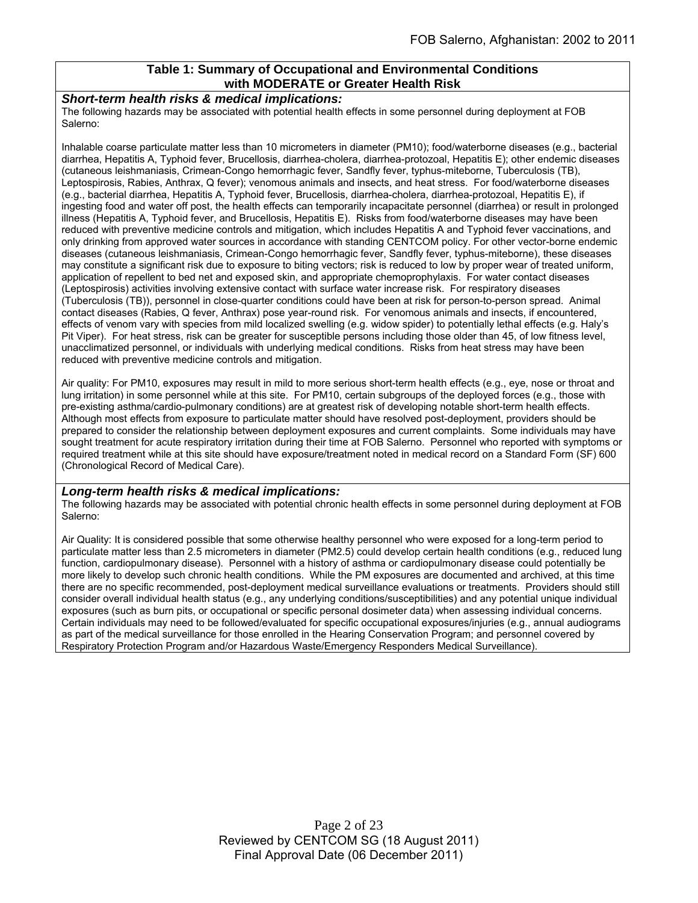## Table 1: Summary of Occupational and Environmental Conditions with MODERATE or Greater Health Risk

### *Short-term health risks & medical implications:*

The following hazards may be associated with potential health effects in some personnel during deployment at FOB Salerno:

Inhalable coarse particulate matter less than 10 micrometers in diameter (PM10); food/waterborne diseases (e.g., bacterial diarrhea, Hepatitis A, Typhoid fever, Brucellosis, diarrhea-cholera, diarrhea-protozoal, Hepatitis E); other endemic diseases (cutaneous leishmaniasis, Crimean-Congo hemorrhagic fever, Sandfly fever, typhus-miteborne, Tuberculosis (TB), Leptospirosis, Rabies, Anthrax, Q fever); venomous animals and insects, and heat stress. For food/waterborne diseases (e.g., bacterial diarrhea, Hepatitis A, Typhoid fever, Brucellosis, diarrhea-cholera, diarrhea-protozoal, Hepatitis E), if ingesting food and water off post, the health effects can temporarily incapacitate personnel (diarrhea) or result in prolonged illness (Hepatitis A, Typhoid fever, and Brucellosis, Hepatitis E). Risks from food/waterborne diseases may have been reduced with preventive medicine controls and mitigation, which includes Hepatitis A and Typhoid fever vaccinations, and only drinking from approved water sources in accordance with standing CENTCOM policy. For other vector-borne endemic diseases (cutaneous leishmaniasis, Crimean-Congo hemorrhagic fever, Sandfly fever, typhus-miteborne), these diseases may constitute a significant risk due to exposure to biting vectors; risk is reduced to low by proper wear of treated uniform, application of repellent to bed net and exposed skin, and appropriate chemoprophylaxis. For water contact diseases (Leptospirosis) activities involving extensive contact with surface water increase risk. For respiratory diseases (Tuberculosis (TB)), personnel in close-quarter conditions could have been at risk for person-to-person spread. Animal contact diseases (Rabies, Q fever, Anthrax) pose year-round risk. For venomous animals and insects, if encountered, effects of venom vary with species from mild localized swelling (e.g. widow spider) to potentially lethal effects (e.g. Haly's Pit Viper). For heat stress, risk can be greater for susceptible persons including those older than 45, of low fitness level, unacclimatized personnel, or individuals with underlying medical conditions. Risks from heat stress may have been reduced with preventive medicine controls and mitigation.

Air quality: For PM10, exposures may result in mild to more serious short-term health effects (e.g., eye, nose or throat and lung irritation) in some personnel while at this site. For PM10, certain subgroups of the deployed forces (e.g., those with pre-existing asthma/cardio-pulmonary conditions) are at greatest risk of developing notable short-term health effects. Although most effects from exposure to particulate matter should have resolved post-deployment, providers should be prepared to consider the relationship between deployment exposures and current complaints. Some individuals may have sought treatment for acute respiratory irritation during their time at FOB Salerno. Personnel who reported with symptoms or required treatment while at this site should have exposure/treatment noted in medical record on a Standard Form (SF) 600 (Chronological Record of Medical Care).

### *Long-term health risks & medical implications:*

The following hazards may be associated with potential chronic health effects in some personnel during deployment at FOB Salerno:

Air Quality: It is considered possible that some otherwise healthy personnel who were exposed for a long-term period to particulate matter less than 2.5 micrometers in diameter (PM2.5) could develop certain health conditions (e.g., reduced lung function, cardiopulmonary disease). Personnel with a history of asthma or cardiopulmonary disease could potentially be more likely to develop such chronic health conditions. While the PM exposures are documented and archived, at this time there are no specific recommended, post-deployment medical surveillance evaluations or treatments. Providers should still consider overall individual health status (e.g., any underlying conditions/susceptibilities) and any potential unique individual exposures (such as burn pits, or occupational or specific personal dosimeter data) when assessing individual concerns. Certain individuals may need to be followed/evaluated for specific occupational exposures/injuries (e.g., annual audiograms as part of the medical surveillance for those enrolled in the Hearing Conservation Program; and personnel covered by Respiratory Protection Program and/or Hazardous Waste/Emergency Responders Medical Surveillance).

Reviewed by CENTCOM SG (18 August 2011)
Final Approval Date (06 December 2011)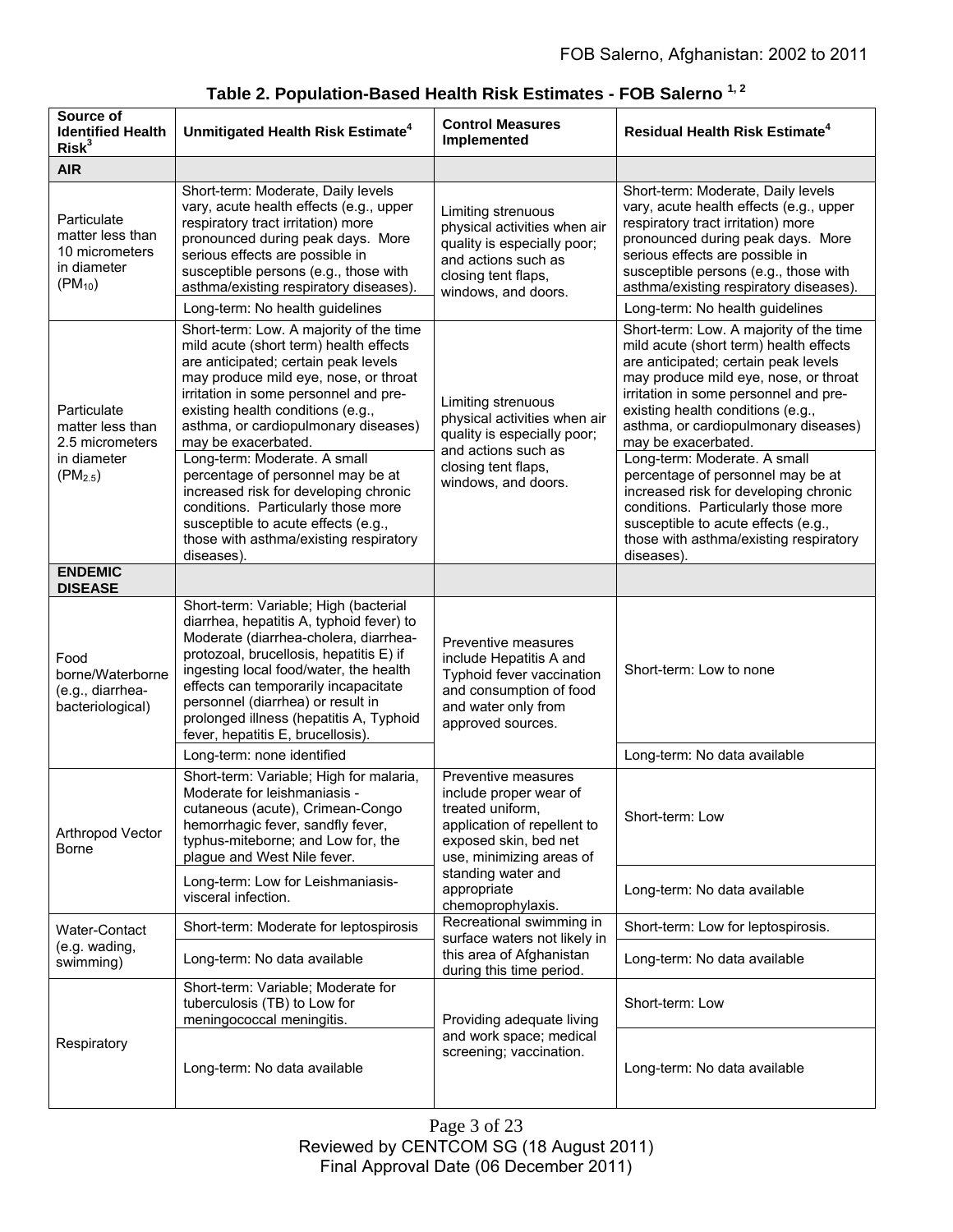## Table 2. Population-Based Health Risk Estimates - FOB Salerno [1, 2]

| Source of Identified Health Risk[3] | Unmitigated Health Risk Estimate[4] | Control Measures Implemented | Residual Health Risk Estimate[4] |
|---|---|---|---|
| **AIR** | | | |
| Particulate matter less than 10 micrometers in diameter ($PM_{10}$) | Short-term: Moderate, Daily levels vary, acute health effects (e.g., upper respiratory tract irritation) more pronounced during peak days. More serious effects are possible in susceptible persons (e.g., those with asthma/existing respiratory diseases). | Limiting strenuous physical activities when air quality is especially poor; and actions such as closing tent flaps, windows, and doors. | Short-term: Moderate, Daily levels vary, acute health effects (e.g., upper respiratory tract irritation) more pronounced during peak days. More serious effects are possible in susceptible persons (e.g., those with asthma/existing respiratory diseases). |
| | Long-term: No health guidelines | | Long-term: No health guidelines |
| Particulate matter less than 2.5 micrometers in diameter ($PM_{2.5}$) | Short-term: Low. A majority of the time mild acute (short term) health effects are anticipated; certain peak levels may produce mild eye, nose, or throat irritation in some personnel and pre-existing health conditions (e.g., asthma, or cardiopulmonary diseases) may be exacerbated. | Limiting strenuous physical activities when air quality is especially poor; and actions such as closing tent flaps, windows, and doors. | Short-term: Low. A majority of the time mild acute (short term) health effects are anticipated; certain peak levels may produce mild eye, nose, or throat irritation in some personnel and pre-existing health conditions (e.g., asthma, or cardiopulmonary diseases) may be exacerbated. |
| | Long-term: Moderate. A small percentage of personnel may be at increased risk for developing chronic conditions. Particularly those more susceptible to acute effects (e.g., those with asthma/existing respiratory diseases). | | Long-term: Moderate. A small percentage of personnel may be at increased risk for developing chronic conditions. Particularly those more susceptible to acute effects (e.g., those with asthma/existing respiratory diseases). |
| **ENDEMIC DISEASE** | | | |
| Food borne/Waterborne (e.g., diarrhea-bacteriological) | Short-term: Variable; High (bacterial diarrhea, hepatitis A, typhoid fever) to Moderate (diarrhea-cholera, diarrhea-protozoal, brucellosis, hepatitis E) if ingesting local food/water, the health effects can temporarily incapacitate personnel (diarrhea) or result in prolonged illness (hepatitis A, Typhoid fever, hepatitis E, brucellosis). | Preventive measures include Hepatitis A and Typhoid fever vaccination and consumption of food and water only from approved sources. | Short-term: Low to none |
| | Long-term: none identified | | Long-term: No data available |
| Arthropod Vector Borne | Short-term: Variable; High for malaria, Moderate for leishmaniasis - cutaneous (acute), Crimean-Congo hemorrhagic fever, sandfly fever, typhus-miteborne; and Low for, the plague and West Nile fever. | Preventive measures include proper wear of treated uniform, application of repellent to exposed skin, bed net use, minimizing areas of standing water and appropriate chemoprophylaxis. | Short-term: Low |
| | Long-term: Low for Leishmaniasis-visceral infection. | | Long-term: No data available |
| Water-Contact (e.g. wading, swimming) | Short-term: Moderate for leptospirosis | Recreational swimming in surface waters not likely in this area of Afghanistan during this time period. | Short-term: Low for leptospirosis. |
| | Long-term: No data available | | Long-term: No data available |
| Respiratory | Short-term: Variable; Moderate for tuberculosis (TB) to Low for meningococcal meningitis. | Providing adequate living and work space; medical screening; vaccination. | Short-term: Low |
| | Long-term: No data available | | Long-term: No data available |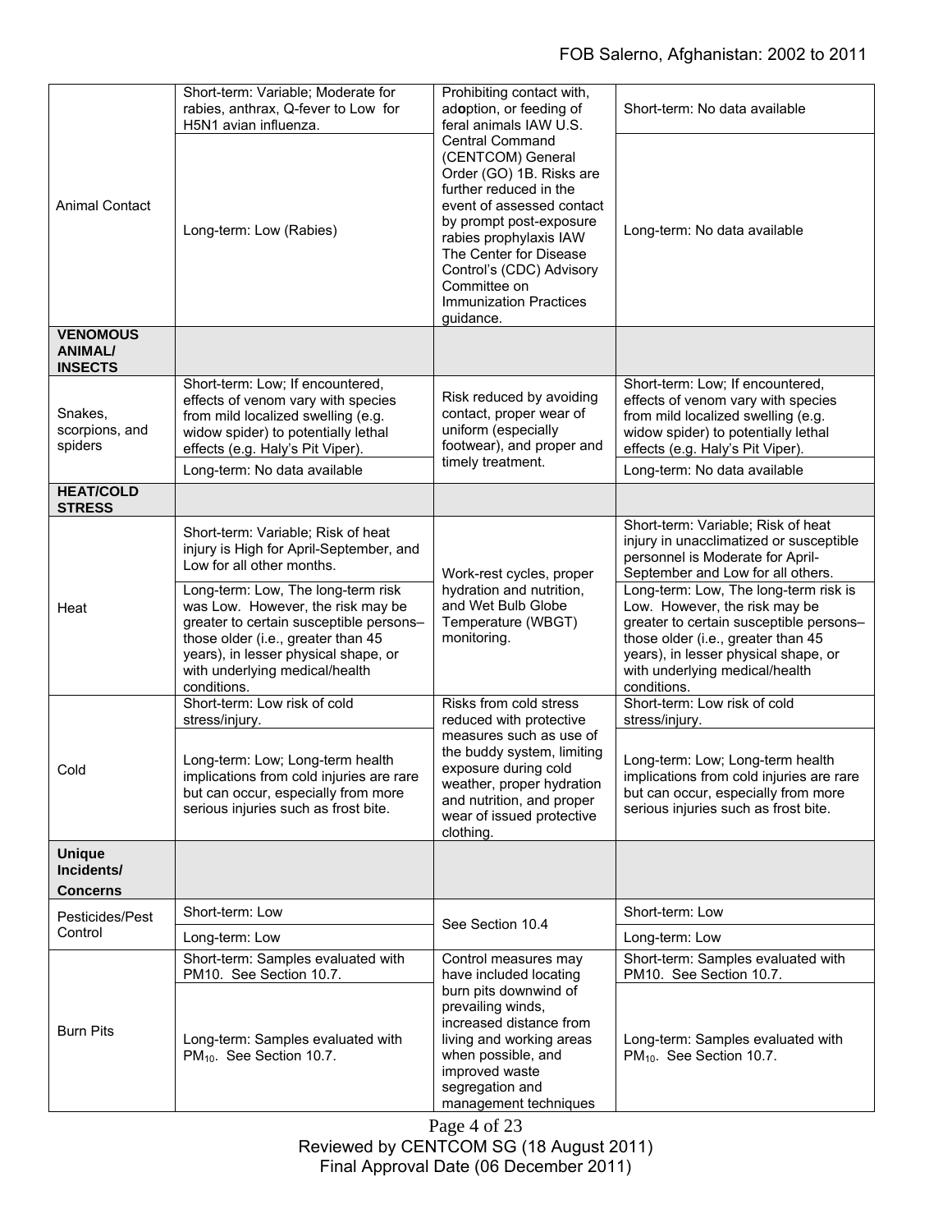| | | | |
|---|---|---|---|
| Animal Contact | Short-term: Variable; Moderate for rabies, anthrax, Q-fever to Low for H5N1 avian influenza. | Prohibiting contact with, adoption, or feeding of feral animals IAW U.S. Central Command (CENTCOM) General Order (GO) 1B. Risks are further reduced in the event of assessed contact by prompt post-exposure rabies prophylaxis IAW The Center for Disease Control's (CDC) Advisory Committee on Immunization Practices guidance. | Short-term: No data available |
| | Long-term: Low (Rabies) | | Long-term: No data available |
| **VENOMOUS ANIMAL/ INSECTS** | | | |
| Snakes, scorpions, and spiders | Short-term: Low; If encountered, effects of venom vary with species from mild localized swelling (e.g. widow spider) to potentially lethal effects (e.g. Haly's Pit Viper). | Risk reduced by avoiding contact, proper wear of uniform (especially footwear), and proper and timely treatment. | Short-term: Low; If encountered, effects of venom vary with species from mild localized swelling (e.g. widow spider) to potentially lethal effects (e.g. Haly's Pit Viper). |
| | Long-term: No data available | | Long-term: No data available |
| **HEAT/COLD STRESS** | | | |
| Heat | Short-term: Variable; Risk of heat injury is High for April-September, and Low for all other months. | Work-rest cycles, proper hydration and nutrition, and Wet Bulb Globe Temperature (WBGT) monitoring. | Short-term: Variable; Risk of heat injury in unacclimatized or susceptible personnel is Moderate for April-September and Low for all others. |
| | Long-term: Low, The long-term risk was Low. However, the risk may be greater to certain susceptible persons–those older (i.e., greater than 45 years), in lesser physical shape, or with underlying medical/health conditions. | | Long-term: Low, The long-term risk is Low. However, the risk may be greater to certain susceptible persons–those older (i.e., greater than 45 years), in lesser physical shape, or with underlying medical/health conditions. |
| Cold | Short-term: Low risk of cold stress/injury. | Risks from cold stress reduced with protective measures such as use of the buddy system, limiting exposure during cold weather, proper hydration and nutrition, and proper wear of issued protective clothing. | Short-term: Low risk of cold stress/injury. |
| | Long-term: Low; Long-term health implications from cold injuries are rare but can occur, especially from more serious injuries such as frost bite. | | Long-term: Low; Long-term health implications from cold injuries are rare but can occur, especially from more serious injuries such as frost bite. |
| **Unique Incidents/ Concerns** | | | |
| Pesticides/Pest Control | Short-term: Low | See Section 10.4 | Short-term: Low |
| | Long-term: Low | | Long-term: Low |
| Burn Pits | Short-term: Samples evaluated with PM10. See Section 10.7. | Control measures may have included locating burn pits downwind of prevailing winds, increased distance from living and working areas when possible, and improved waste segregation and management techniques | Short-term: Samples evaluated with PM10. See Section 10.7. |
| | Long-term: Samples evaluated with $PM_{10}$. See Section 10.7. | | Long-term: Samples evaluated with $PM_{10}$. See Section 10.7. |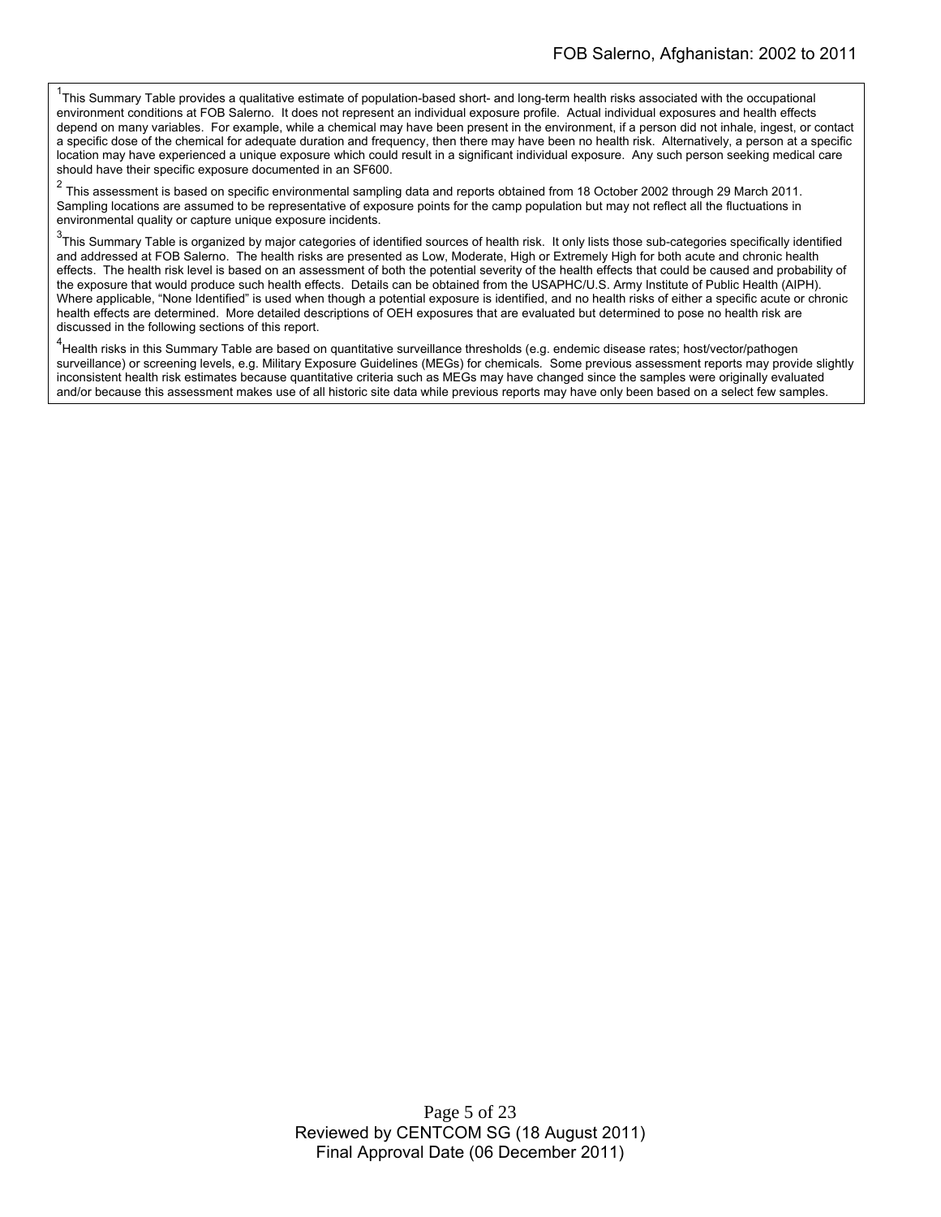[1]This Summary Table provides a qualitative estimate of population-based short- and long-term health risks associated with the occupational environment conditions at FOB Salerno. It does not represent an individual exposure profile. Actual individual exposures and health effects depend on many variables. For example, while a chemical may have been present in the environment, if a person did not inhale, ingest, or contact a specific dose of the chemical for adequate duration and frequency, then there may have been no health risk. Alternatively, a person at a specific location may have experienced a unique exposure which could result in a significant individual exposure. Any such person seeking medical care should have their specific exposure documented in an SF600.

[2] This assessment is based on specific environmental sampling data and reports obtained from 18 October 2002 through 29 March 2011. Sampling locations are assumed to be representative of exposure points for the camp population but may not reflect all the fluctuations in environmental quality or capture unique exposure incidents.

[3]This Summary Table is organized by major categories of identified sources of health risk. It only lists those sub-categories specifically identified and addressed at FOB Salerno. The health risks are presented as Low, Moderate, High or Extremely High for both acute and chronic health effects. The health risk level is based on an assessment of both the potential severity of the health effects that could be caused and probability of the exposure that would produce such health effects. Details can be obtained from the USAPHC/U.S. Army Institute of Public Health (AIPH). Where applicable, "None Identified" is used when though a potential exposure is identified, and no health risks of either a specific acute or chronic health effects are determined. More detailed descriptions of OEH exposures that are evaluated but determined to pose no health risk are discussed in the following sections of this report.

[4]Health risks in this Summary Table are based on quantitative surveillance thresholds (e.g. endemic disease rates; host/vector/pathogen surveillance) or screening levels, e.g. Military Exposure Guidelines (MEGs) for chemicals. Some previous assessment reports may provide slightly inconsistent health risk estimates because quantitative criteria such as MEGs may have changed since the samples were originally evaluated and/or because this assessment makes use of all historic site data while previous reports may have only been based on a select few samples.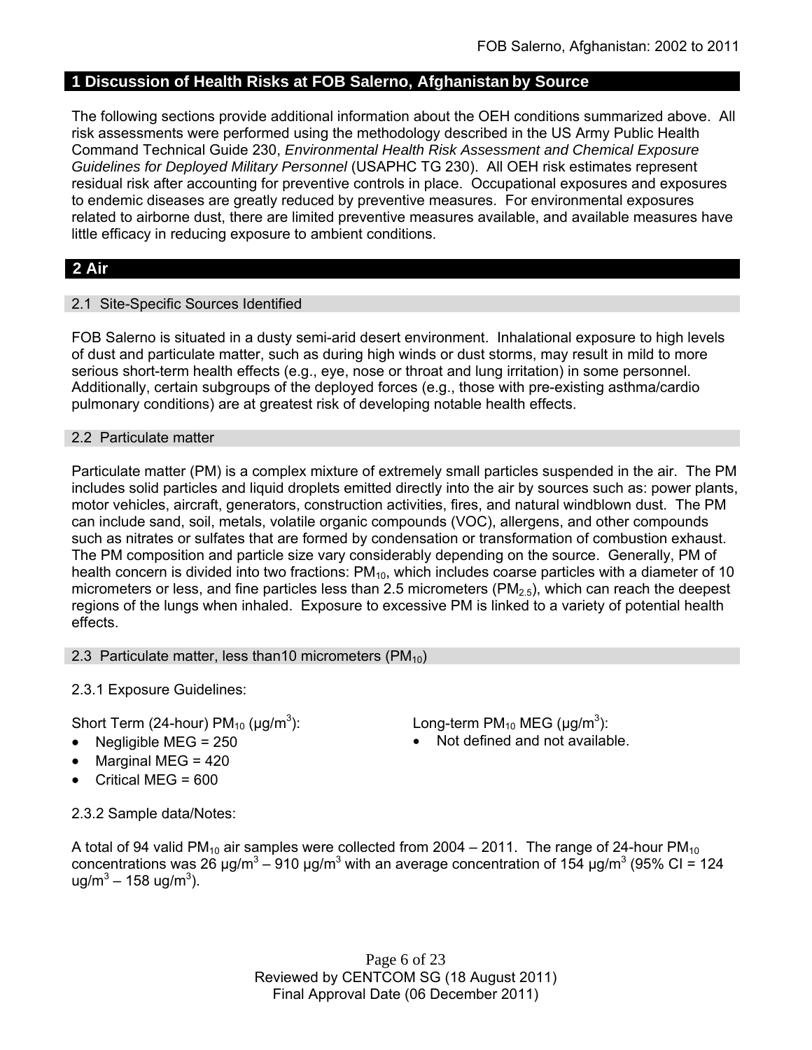## 1 Discussion of Health Risks at FOB Salerno, Afghanistan by Source

The following sections provide additional information about the OEH conditions summarized above. All risk assessments were performed using the methodology described in the US Army Public Health Command Technical Guide 230, *Environmental Health Risk Assessment and Chemical Exposure Guidelines for Deployed Military Personnel* (USAPHC TG 230). All OEH risk estimates represent residual risk after accounting for preventive controls in place. Occupational exposures and exposures to endemic diseases are greatly reduced by preventive measures. For environmental exposures related to airborne dust, there are limited preventive measures available, and available measures have little efficacy in reducing exposure to ambient conditions.

## 2 Air

### 2.1 Site-Specific Sources Identified

FOB Salerno is situated in a dusty semi-arid desert environment. Inhalational exposure to high levels of dust and particulate matter, such as during high winds or dust storms, may result in mild to more serious short-term health effects (e.g., eye, nose or throat and lung irritation) in some personnel. Additionally, certain subgroups of the deployed forces (e.g., those with pre-existing asthma/cardio pulmonary conditions) are at greatest risk of developing notable health effects.

### 2.2 Particulate matter

Particulate matter (PM) is a complex mixture of extremely small particles suspended in the air. The PM includes solid particles and liquid droplets emitted directly into the air by sources such as: power plants, motor vehicles, aircraft, generators, construction activities, fires, and natural windblown dust. The PM can include sand, soil, metals, volatile organic compounds (VOC), allergens, and other compounds such as nitrates or sulfates that are formed by condensation or transformation of combustion exhaust. The PM composition and particle size vary considerably depending on the source. Generally, PM of health concern is divided into two fractions: $PM_{10}$, which includes coarse particles with a diameter of 10 micrometers or less, and fine particles less than 2.5 micrometers ($PM_{2.5}$), which can reach the deepest regions of the lungs when inhaled. Exposure to excessive PM is linked to a variety of potential health effects.

### 2.3 Particulate matter, less than10 micrometers ($PM_{10}$)

2.3.1 Exposure Guidelines:

Short Term (24-hour) $PM_{10}$ (μg/m$^3$):

- Negligible MEG = 250
- Marginal MEG = 420
- Critical MEG = 600

Long-term $PM_{10}$ MEG (μg/m$^3$):

- Not defined and not available.

2.3.2 Sample data/Notes:

A total of 94 valid $PM_{10}$ air samples were collected from 2004 – 2011. The range of 24-hour $PM_{10}$ concentrations was 26 μg/m$^3$ – 910 μg/m$^3$ with an average concentration of 154 μg/m$^3$ (95% CI = 124 ug/m$^3$ – 158 ug/m$^3$).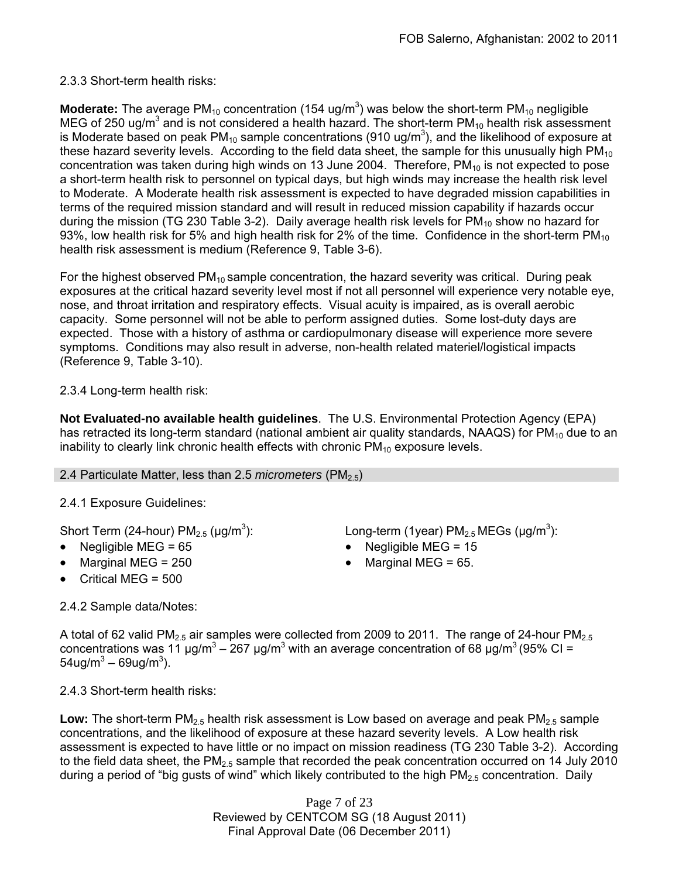2.3.3 Short-term health risks:

**Moderate:** The average $PM_{10}$ concentration (154 ug/m$^3$) was below the short-term $PM_{10}$ negligible MEG of 250 ug/m$^3$ and is not considered a health hazard. The short-term $PM_{10}$ health risk assessment is Moderate based on peak $PM_{10}$ sample concentrations (910 ug/m$^3$), and the likelihood of exposure at these hazard severity levels. According to the field data sheet, the sample for this unusually high $PM_{10}$ concentration was taken during high winds on 13 June 2004. Therefore, $PM_{10}$ is not expected to pose a short-term health risk to personnel on typical days, but high winds may increase the health risk level to Moderate. A Moderate health risk assessment is expected to have degraded mission capabilities in terms of the required mission standard and will result in reduced mission capability if hazards occur during the mission (TG 230 Table 3-2). Daily average health risk levels for $PM_{10}$ show no hazard for 93%, low health risk for 5% and high health risk for 2% of the time. Confidence in the short-term $PM_{10}$ health risk assessment is medium (Reference 9, Table 3-6).

For the highest observed $PM_{10}$ sample concentration, the hazard severity was critical. During peak exposures at the critical hazard severity level most if not all personnel will experience very notable eye, nose, and throat irritation and respiratory effects. Visual acuity is impaired, as is overall aerobic capacity. Some personnel will not be able to perform assigned duties. Some lost-duty days are expected. Those with a history of asthma or cardiopulmonary disease will experience more severe symptoms. Conditions may also result in adverse, non-health related materiel/logistical impacts (Reference 9, Table 3-10).

2.3.4 Long-term health risk:

**Not Evaluated-no available health guidelines**. The U.S. Environmental Protection Agency (EPA) has retracted its long-term standard (national ambient air quality standards, NAAQS) for $PM_{10}$ due to an inability to clearly link chronic health effects with chronic $PM_{10}$ exposure levels.

## 2.4 Particulate Matter, less than 2.5 *micrometers* ($PM_{2.5}$)

2.4.1 Exposure Guidelines:

Short Term (24-hour) $PM_{2.5}$ (μg/m$^3$):

- Negligible MEG = 65
- Marginal MEG = 250
- Critical MEG = 500

Long-term (1year) $PM_{2.5}$ MEGs (μg/m$^3$):

- Negligible MEG = 15
- Marginal MEG = 65.

2.4.2 Sample data/Notes:

A total of 62 valid $PM_{2.5}$ air samples were collected from 2009 to 2011. The range of 24-hour $PM_{2.5}$ concentrations was 11 μg/m$^3$ – 267 μg/m$^3$ with an average concentration of 68 μg/m$^3$ (95% CI = 54ug/m$^3$ – 69ug/m$^3$).

2.4.3 Short-term health risks:

**Low:** The short-term $PM_{2.5}$ health risk assessment is Low based on average and peak $PM_{2.5}$ sample concentrations, and the likelihood of exposure at these hazard severity levels. A Low health risk assessment is expected to have little or no impact on mission readiness (TG 230 Table 3-2). According to the field data sheet, the $PM_{2.5}$ sample that recorded the peak concentration occurred on 14 July 2010 during a period of "big gusts of wind" which likely contributed to the high $PM_{2.5}$ concentration. Daily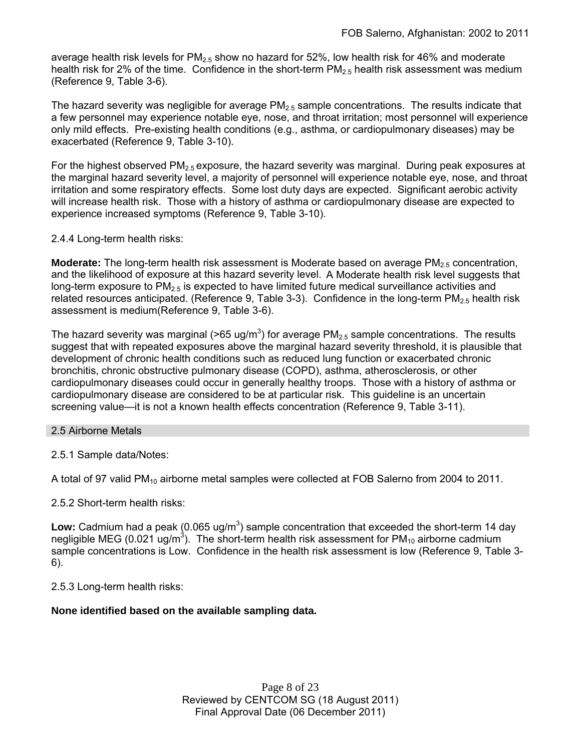average health risk levels for $PM_{2.5}$ show no hazard for 52%, low health risk for 46% and moderate health risk for 2% of the time. Confidence in the short-term $PM_{2.5}$ health risk assessment was medium (Reference 9, Table 3-6).

The hazard severity was negligible for average $PM_{2.5}$ sample concentrations. The results indicate that a few personnel may experience notable eye, nose, and throat irritation; most personnel will experience only mild effects. Pre-existing health conditions (e.g., asthma, or cardiopulmonary diseases) may be exacerbated (Reference 9, Table 3-10).

For the highest observed $PM_{2.5}$ exposure, the hazard severity was marginal. During peak exposures at the marginal hazard severity level, a majority of personnel will experience notable eye, nose, and throat irritation and some respiratory effects. Some lost duty days are expected. Significant aerobic activity will increase health risk. Those with a history of asthma or cardiopulmonary disease are expected to experience increased symptoms (Reference 9, Table 3-10).

2.4.4 Long-term health risks:

**Moderate:** The long-term health risk assessment is Moderate based on average $PM_{2.5}$ concentration, and the likelihood of exposure at this hazard severity level. A Moderate health risk level suggests that long-term exposure to $PM_{2.5}$ is expected to have limited future medical surveillance activities and related resources anticipated. (Reference 9, Table 3-3). Confidence in the long-term $PM_{2.5}$ health risk assessment is medium(Reference 9, Table 3-6).

The hazard severity was marginal (>65 ug/m$^3$) for average $PM_{2.5}$ sample concentrations. The results suggest that with repeated exposures above the marginal hazard severity threshold, it is plausible that development of chronic health conditions such as reduced lung function or exacerbated chronic bronchitis, chronic obstructive pulmonary disease (COPD), asthma, atherosclerosis, or other cardiopulmonary diseases could occur in generally healthy troops. Those with a history of asthma or cardiopulmonary disease are considered to be at particular risk. This guideline is an uncertain screening value—it is not a known health effects concentration (Reference 9, Table 3-11).

## 2.5 Airborne Metals

2.5.1 Sample data/Notes:

A total of 97 valid $PM_{10}$ airborne metal samples were collected at FOB Salerno from 2004 to 2011.

2.5.2 Short-term health risks:

**Low:** Cadmium had a peak (0.065 ug/m$^3$) sample concentration that exceeded the short-term 14 day negligible MEG (0.021 ug/m$^3$). The short-term health risk assessment for $PM_{10}$ airborne cadmium sample concentrations is Low. Confidence in the health risk assessment is low (Reference 9, Table 3-6).

2.5.3 Long-term health risks:

**None identified based on the available sampling data.**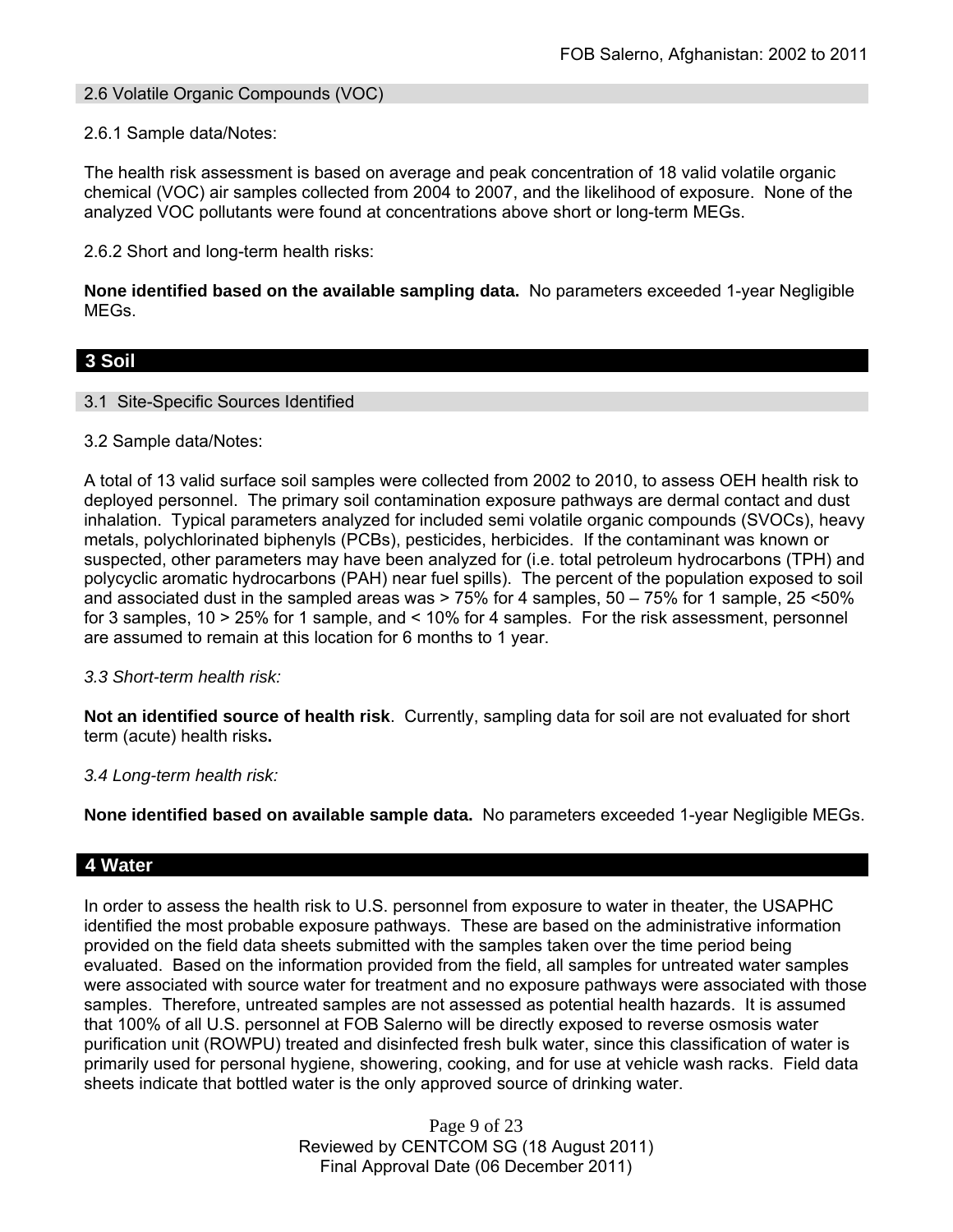### 2.6 Volatile Organic Compounds (VOC)

2.6.1 Sample data/Notes:

The health risk assessment is based on average and peak concentration of 18 valid volatile organic chemical (VOC) air samples collected from 2004 to 2007, and the likelihood of exposure. None of the analyzed VOC pollutants were found at concentrations above short or long-term MEGs.

2.6.2 Short and long-term health risks:

**None identified based on the available sampling data.** No parameters exceeded 1-year Negligible MEGs.

## 3 Soil

### 3.1 Site-Specific Sources Identified

3.2 Sample data/Notes:

A total of 13 valid surface soil samples were collected from 2002 to 2010, to assess OEH health risk to deployed personnel. The primary soil contamination exposure pathways are dermal contact and dust inhalation. Typical parameters analyzed for included semi volatile organic compounds (SVOCs), heavy metals, polychlorinated biphenyls (PCBs), pesticides, herbicides. If the contaminant was known or suspected, other parameters may have been analyzed for (i.e. total petroleum hydrocarbons (TPH) and polycyclic aromatic hydrocarbons (PAH) near fuel spills). The percent of the population exposed to soil and associated dust in the sampled areas was > 75% for 4 samples, 50 – 75% for 1 sample, 25 <50% for 3 samples, 10 > 25% for 1 sample, and < 10% for 4 samples. For the risk assessment, personnel are assumed to remain at this location for 6 months to 1 year.

*3.3 Short-term health risk:*

**Not an identified source of health risk**. Currently, sampling data for soil are not evaluated for short term (acute) health risks**.**

*3.4 Long-term health risk:*

**None identified based on available sample data.** No parameters exceeded 1-year Negligible MEGs.

## 4 Water

In order to assess the health risk to U.S. personnel from exposure to water in theater, the USAPHC identified the most probable exposure pathways. These are based on the administrative information provided on the field data sheets submitted with the samples taken over the time period being evaluated. Based on the information provided from the field, all samples for untreated water samples were associated with source water for treatment and no exposure pathways were associated with those samples. Therefore, untreated samples are not assessed as potential health hazards. It is assumed that 100% of all U.S. personnel at FOB Salerno will be directly exposed to reverse osmosis water purification unit (ROWPU) treated and disinfected fresh bulk water, since this classification of water is primarily used for personal hygiene, showering, cooking, and for use at vehicle wash racks. Field data sheets indicate that bottled water is the only approved source of drinking water.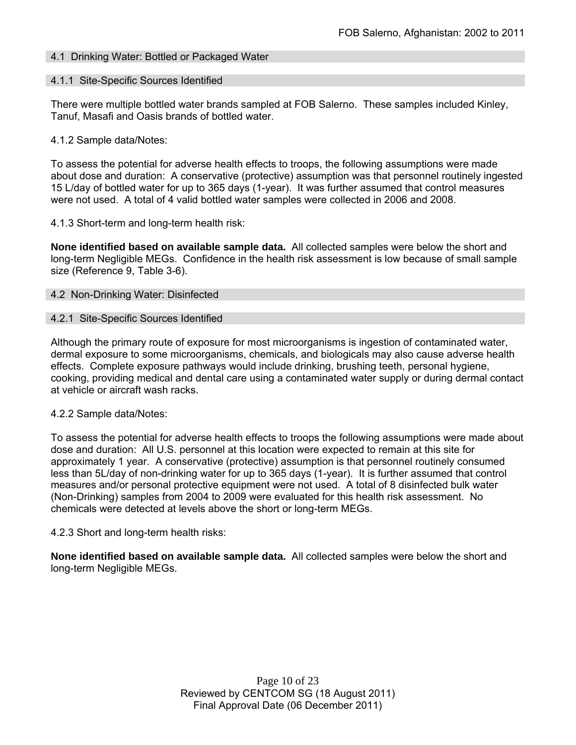## 4.1 Drinking Water: Bottled or Packaged Water

### 4.1.1 Site-Specific Sources Identified

There were multiple bottled water brands sampled at FOB Salerno. These samples included Kinley, Tanuf, Masafi and Oasis brands of bottled water.

4.1.2 Sample data/Notes:

To assess the potential for adverse health effects to troops, the following assumptions were made about dose and duration: A conservative (protective) assumption was that personnel routinely ingested 15 L/day of bottled water for up to 365 days (1-year). It was further assumed that control measures were not used. A total of 4 valid bottled water samples were collected in 2006 and 2008.

4.1.3 Short-term and long-term health risk:

**None identified based on available sample data.** All collected samples were below the short and long-term Negligible MEGs. Confidence in the health risk assessment is low because of small sample size (Reference 9, Table 3-6).

## 4.2 Non-Drinking Water: Disinfected

### 4.2.1 Site-Specific Sources Identified

Although the primary route of exposure for most microorganisms is ingestion of contaminated water, dermal exposure to some microorganisms, chemicals, and biologicals may also cause adverse health effects. Complete exposure pathways would include drinking, brushing teeth, personal hygiene, cooking, providing medical and dental care using a contaminated water supply or during dermal contact at vehicle or aircraft wash racks.

4.2.2 Sample data/Notes:

To assess the potential for adverse health effects to troops the following assumptions were made about dose and duration: All U.S. personnel at this location were expected to remain at this site for approximately 1 year. A conservative (protective) assumption is that personnel routinely consumed less than 5L/day of non-drinking water for up to 365 days (1-year). It is further assumed that control measures and/or personal protective equipment were not used. A total of 8 disinfected bulk water (Non-Drinking) samples from 2004 to 2009 were evaluated for this health risk assessment. No chemicals were detected at levels above the short or long-term MEGs.

4.2.3 Short and long-term health risks:

**None identified based on available sample data.** All collected samples were below the short and long-term Negligible MEGs.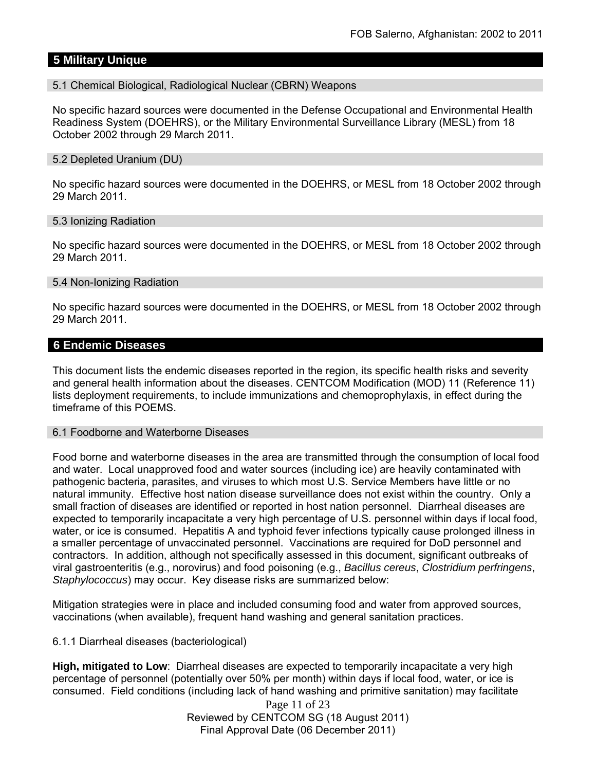## 5 Military Unique

### 5.1 Chemical Biological, Radiological Nuclear (CBRN) Weapons

No specific hazard sources were documented in the Defense Occupational and Environmental Health Readiness System (DOEHRS), or the Military Environmental Surveillance Library (MESL) from 18 October 2002 through 29 March 2011.

### 5.2 Depleted Uranium (DU)

No specific hazard sources were documented in the DOEHRS, or MESL from 18 October 2002 through 29 March 2011.

### 5.3 Ionizing Radiation

No specific hazard sources were documented in the DOEHRS, or MESL from 18 October 2002 through 29 March 2011.

### 5.4 Non-Ionizing Radiation

No specific hazard sources were documented in the DOEHRS, or MESL from 18 October 2002 through 29 March 2011.

## 6 Endemic Diseases

This document lists the endemic diseases reported in the region, its specific health risks and severity and general health information about the diseases. CENTCOM Modification (MOD) 11 (Reference 11) lists deployment requirements, to include immunizations and chemoprophylaxis, in effect during the timeframe of this POEMS.

### 6.1 Foodborne and Waterborne Diseases

Food borne and waterborne diseases in the area are transmitted through the consumption of local food and water. Local unapproved food and water sources (including ice) are heavily contaminated with pathogenic bacteria, parasites, and viruses to which most U.S. Service Members have little or no natural immunity. Effective host nation disease surveillance does not exist within the country. Only a small fraction of diseases are identified or reported in host nation personnel. Diarrheal diseases are expected to temporarily incapacitate a very high percentage of U.S. personnel within days if local food, water, or ice is consumed. Hepatitis A and typhoid fever infections typically cause prolonged illness in a smaller percentage of unvaccinated personnel. Vaccinations are required for DoD personnel and contractors. In addition, although not specifically assessed in this document, significant outbreaks of viral gastroenteritis (e.g., norovirus) and food poisoning (e.g., *Bacillus cereus*, *Clostridium perfringens*, *Staphylococcus*) may occur. Key disease risks are summarized below:

Mitigation strategies were in place and included consuming food and water from approved sources, vaccinations (when available), frequent hand washing and general sanitation practices.

6.1.1 Diarrheal diseases (bacteriological)

**High, mitigated to Low**: Diarrheal diseases are expected to temporarily incapacitate a very high percentage of personnel (potentially over 50% per month) within days if local food, water, or ice is consumed. Field conditions (including lack of hand washing and primitive sanitation) may facilitate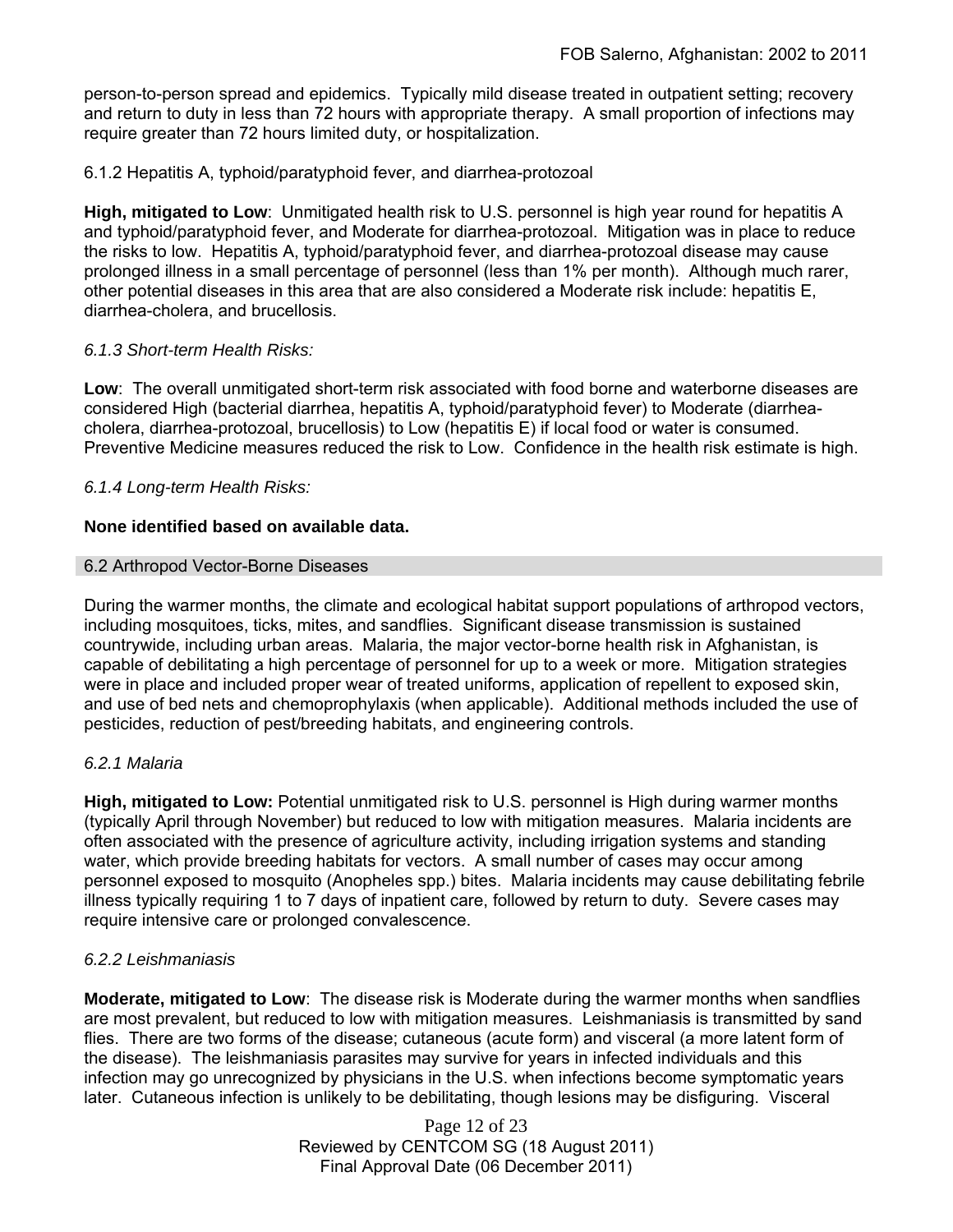person-to-person spread and epidemics. Typically mild disease treated in outpatient setting; recovery and return to duty in less than 72 hours with appropriate therapy. A small proportion of infections may require greater than 72 hours limited duty, or hospitalization.

6.1.2 Hepatitis A, typhoid/paratyphoid fever, and diarrhea-protozoal

**High, mitigated to Low**: Unmitigated health risk to U.S. personnel is high year round for hepatitis A and typhoid/paratyphoid fever, and Moderate for diarrhea-protozoal. Mitigation was in place to reduce the risks to low. Hepatitis A, typhoid/paratyphoid fever, and diarrhea-protozoal disease may cause prolonged illness in a small percentage of personnel (less than 1% per month). Although much rarer, other potential diseases in this area that are also considered a Moderate risk include: hepatitis E, diarrhea-cholera, and brucellosis.

*6.1.3 Short-term Health Risks:*

**Low**: The overall unmitigated short-term risk associated with food borne and waterborne diseases are considered High (bacterial diarrhea, hepatitis A, typhoid/paratyphoid fever) to Moderate (diarrhea-cholera, diarrhea-protozoal, brucellosis) to Low (hepatitis E) if local food or water is consumed. Preventive Medicine measures reduced the risk to Low. Confidence in the health risk estimate is high.

*6.1.4 Long-term Health Risks:*

**None identified based on available data.**

## 6.2 Arthropod Vector-Borne Diseases

During the warmer months, the climate and ecological habitat support populations of arthropod vectors, including mosquitoes, ticks, mites, and sandflies. Significant disease transmission is sustained countrywide, including urban areas. Malaria, the major vector-borne health risk in Afghanistan, is capable of debilitating a high percentage of personnel for up to a week or more. Mitigation strategies were in place and included proper wear of treated uniforms, application of repellent to exposed skin, and use of bed nets and chemoprophylaxis (when applicable). Additional methods included the use of pesticides, reduction of pest/breeding habitats, and engineering controls.

*6.2.1 Malaria*

**High, mitigated to Low:** Potential unmitigated risk to U.S. personnel is High during warmer months (typically April through November) but reduced to low with mitigation measures. Malaria incidents are often associated with the presence of agriculture activity, including irrigation systems and standing water, which provide breeding habitats for vectors. A small number of cases may occur among personnel exposed to mosquito (Anopheles spp.) bites. Malaria incidents may cause debilitating febrile illness typically requiring 1 to 7 days of inpatient care, followed by return to duty. Severe cases may require intensive care or prolonged convalescence.

*6.2.2 Leishmaniasis*

**Moderate, mitigated to Low**: The disease risk is Moderate during the warmer months when sandflies are most prevalent, but reduced to low with mitigation measures. Leishmaniasis is transmitted by sand flies. There are two forms of the disease; cutaneous (acute form) and visceral (a more latent form of the disease). The leishmaniasis parasites may survive for years in infected individuals and this infection may go unrecognized by physicians in the U.S. when infections become symptomatic years later. Cutaneous infection is unlikely to be debilitating, though lesions may be disfiguring. Visceral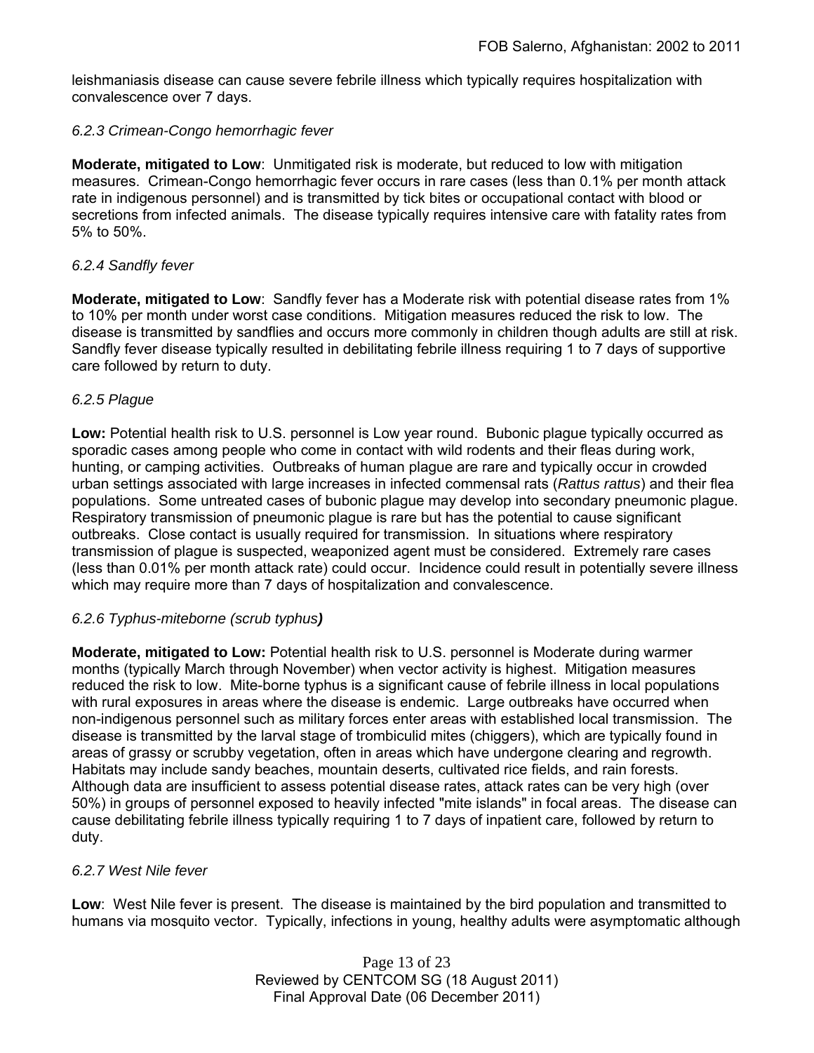leishmaniasis disease can cause severe febrile illness which typically requires hospitalization with convalescence over 7 days.

*6.2.3 Crimean-Congo hemorrhagic fever*

**Moderate, mitigated to Low**: Unmitigated risk is moderate, but reduced to low with mitigation measures. Crimean-Congo hemorrhagic fever occurs in rare cases (less than 0.1% per month attack rate in indigenous personnel) and is transmitted by tick bites or occupational contact with blood or secretions from infected animals. The disease typically requires intensive care with fatality rates from 5% to 50%.

*6.2.4 Sandfly fever*

**Moderate, mitigated to Low**: Sandfly fever has a Moderate risk with potential disease rates from 1% to 10% per month under worst case conditions. Mitigation measures reduced the risk to low. The disease is transmitted by sandflies and occurs more commonly in children though adults are still at risk. Sandfly fever disease typically resulted in debilitating febrile illness requiring 1 to 7 days of supportive care followed by return to duty.

*6.2.5 Plague*

**Low:** Potential health risk to U.S. personnel is Low year round. Bubonic plague typically occurred as sporadic cases among people who come in contact with wild rodents and their fleas during work, hunting, or camping activities. Outbreaks of human plague are rare and typically occur in crowded urban settings associated with large increases in infected commensal rats (*Rattus rattus*) and their flea populations. Some untreated cases of bubonic plague may develop into secondary pneumonic plague. Respiratory transmission of pneumonic plague is rare but has the potential to cause significant outbreaks. Close contact is usually required for transmission. In situations where respiratory transmission of plague is suspected, weaponized agent must be considered. Extremely rare cases (less than 0.01% per month attack rate) could occur. Incidence could result in potentially severe illness which may require more than 7 days of hospitalization and convalescence.

*6.2.6 Typhus-miteborne (scrub typhus)*

**Moderate, mitigated to Low:** Potential health risk to U.S. personnel is Moderate during warmer months (typically March through November) when vector activity is highest. Mitigation measures reduced the risk to low. Mite-borne typhus is a significant cause of febrile illness in local populations with rural exposures in areas where the disease is endemic. Large outbreaks have occurred when non-indigenous personnel such as military forces enter areas with established local transmission. The disease is transmitted by the larval stage of trombiculid mites (chiggers), which are typically found in areas of grassy or scrubby vegetation, often in areas which have undergone clearing and regrowth. Habitats may include sandy beaches, mountain deserts, cultivated rice fields, and rain forests. Although data are insufficient to assess potential disease rates, attack rates can be very high (over 50%) in groups of personnel exposed to heavily infected "mite islands" in focal areas. The disease can cause debilitating febrile illness typically requiring 1 to 7 days of inpatient care, followed by return to duty.

*6.2.7 West Nile fever*

**Low**: West Nile fever is present. The disease is maintained by the bird population and transmitted to humans via mosquito vector. Typically, infections in young, healthy adults were asymptomatic although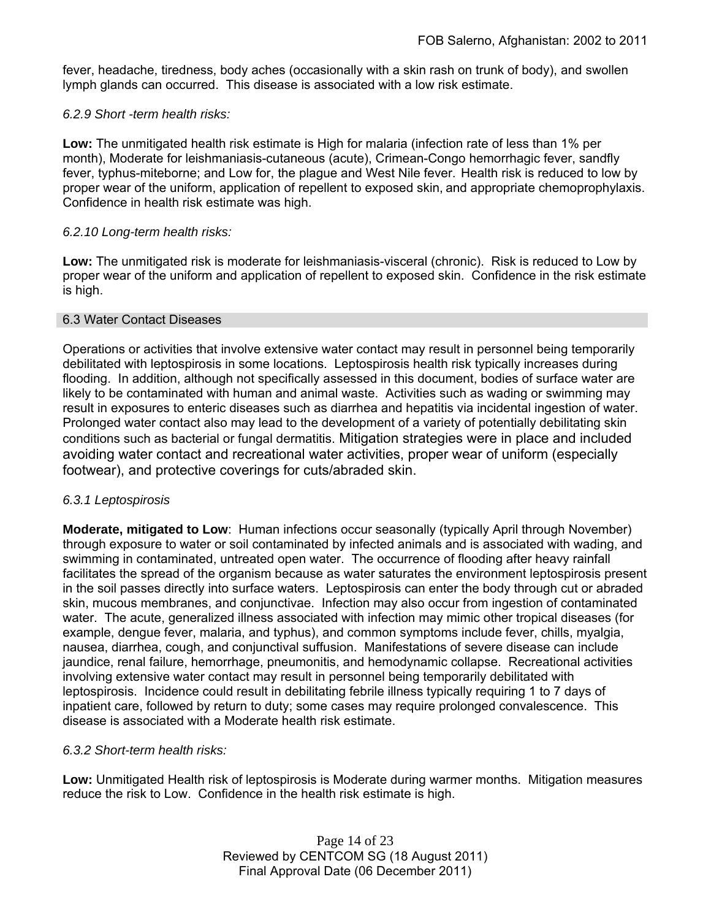fever, headache, tiredness, body aches (occasionally with a skin rash on trunk of body), and swollen lymph glands can occurred. This disease is associated with a low risk estimate.

*6.2.9 Short -term health risks:*

**Low:** The unmitigated health risk estimate is High for malaria (infection rate of less than 1% per month), Moderate for leishmaniasis-cutaneous (acute), Crimean-Congo hemorrhagic fever, sandfly fever, typhus-miteborne; and Low for, the plague and West Nile fever. Health risk is reduced to low by proper wear of the uniform, application of repellent to exposed skin, and appropriate chemoprophylaxis. Confidence in health risk estimate was high.

*6.2.10 Long-term health risks:*

**Low:** The unmitigated risk is moderate for leishmaniasis-visceral (chronic). Risk is reduced to Low by proper wear of the uniform and application of repellent to exposed skin. Confidence in the risk estimate is high.

## 6.3 Water Contact Diseases

Operations or activities that involve extensive water contact may result in personnel being temporarily debilitated with leptospirosis in some locations. Leptospirosis health risk typically increases during flooding. In addition, although not specifically assessed in this document, bodies of surface water are likely to be contaminated with human and animal waste. Activities such as wading or swimming may result in exposures to enteric diseases such as diarrhea and hepatitis via incidental ingestion of water. Prolonged water contact also may lead to the development of a variety of potentially debilitating skin conditions such as bacterial or fungal dermatitis. Mitigation strategies were in place and included avoiding water contact and recreational water activities, proper wear of uniform (especially footwear), and protective coverings for cuts/abraded skin.

*6.3.1 Leptospirosis*

**Moderate, mitigated to Low**: Human infections occur seasonally (typically April through November) through exposure to water or soil contaminated by infected animals and is associated with wading, and swimming in contaminated, untreated open water. The occurrence of flooding after heavy rainfall facilitates the spread of the organism because as water saturates the environment leptospirosis present in the soil passes directly into surface waters. Leptospirosis can enter the body through cut or abraded skin, mucous membranes, and conjunctivae. Infection may also occur from ingestion of contaminated water. The acute, generalized illness associated with infection may mimic other tropical diseases (for example, dengue fever, malaria, and typhus), and common symptoms include fever, chills, myalgia, nausea, diarrhea, cough, and conjunctival suffusion. Manifestations of severe disease can include jaundice, renal failure, hemorrhage, pneumonitis, and hemodynamic collapse. Recreational activities involving extensive water contact may result in personnel being temporarily debilitated with leptospirosis. Incidence could result in debilitating febrile illness typically requiring 1 to 7 days of inpatient care, followed by return to duty; some cases may require prolonged convalescence. This disease is associated with a Moderate health risk estimate.

*6.3.2 Short-term health risks:*

**Low:** Unmitigated Health risk of leptospirosis is Moderate during warmer months. Mitigation measures reduce the risk to Low. Confidence in the health risk estimate is high.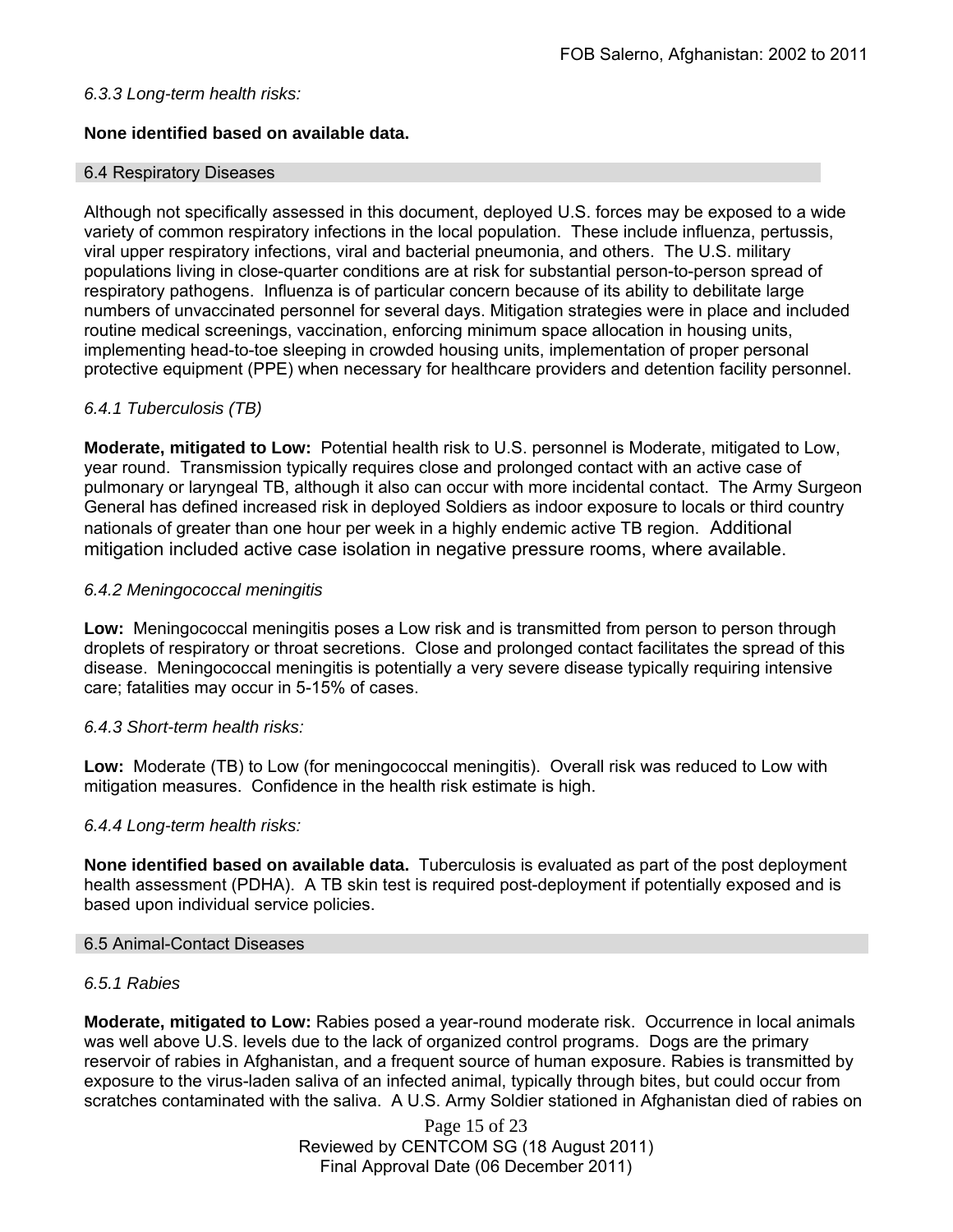*6.3.3 Long-term health risks:*

**None identified based on available data.**

## 6.4 Respiratory Diseases

Although not specifically assessed in this document, deployed U.S. forces may be exposed to a wide variety of common respiratory infections in the local population. These include influenza, pertussis, viral upper respiratory infections, viral and bacterial pneumonia, and others. The U.S. military populations living in close-quarter conditions are at risk for substantial person-to-person spread of respiratory pathogens. Influenza is of particular concern because of its ability to debilitate large numbers of unvaccinated personnel for several days. Mitigation strategies were in place and included routine medical screenings, vaccination, enforcing minimum space allocation in housing units, implementing head-to-toe sleeping in crowded housing units, implementation of proper personal protective equipment (PPE) when necessary for healthcare providers and detention facility personnel.

*6.4.1 Tuberculosis (TB)*

**Moderate, mitigated to Low:** Potential health risk to U.S. personnel is Moderate, mitigated to Low, year round. Transmission typically requires close and prolonged contact with an active case of pulmonary or laryngeal TB, although it also can occur with more incidental contact. The Army Surgeon General has defined increased risk in deployed Soldiers as indoor exposure to locals or third country nationals of greater than one hour per week in a highly endemic active TB region. Additional mitigation included active case isolation in negative pressure rooms, where available.

*6.4.2 Meningococcal meningitis*

**Low:** Meningococcal meningitis poses a Low risk and is transmitted from person to person through droplets of respiratory or throat secretions. Close and prolonged contact facilitates the spread of this disease. Meningococcal meningitis is potentially a very severe disease typically requiring intensive care; fatalities may occur in 5-15% of cases.

*6.4.3 Short-term health risks:*

**Low:** Moderate (TB) to Low (for meningococcal meningitis). Overall risk was reduced to Low with mitigation measures. Confidence in the health risk estimate is high.

*6.4.4 Long-term health risks:*

**None identified based on available data.** Tuberculosis is evaluated as part of the post deployment health assessment (PDHA). A TB skin test is required post-deployment if potentially exposed and is based upon individual service policies.

## 6.5 Animal-Contact Diseases

*6.5.1 Rabies*

**Moderate, mitigated to Low:** Rabies posed a year-round moderate risk. Occurrence in local animals was well above U.S. levels due to the lack of organized control programs. Dogs are the primary reservoir of rabies in Afghanistan, and a frequent source of human exposure. Rabies is transmitted by exposure to the virus-laden saliva of an infected animal, typically through bites, but could occur from scratches contaminated with the saliva. A U.S. Army Soldier stationed in Afghanistan died of rabies on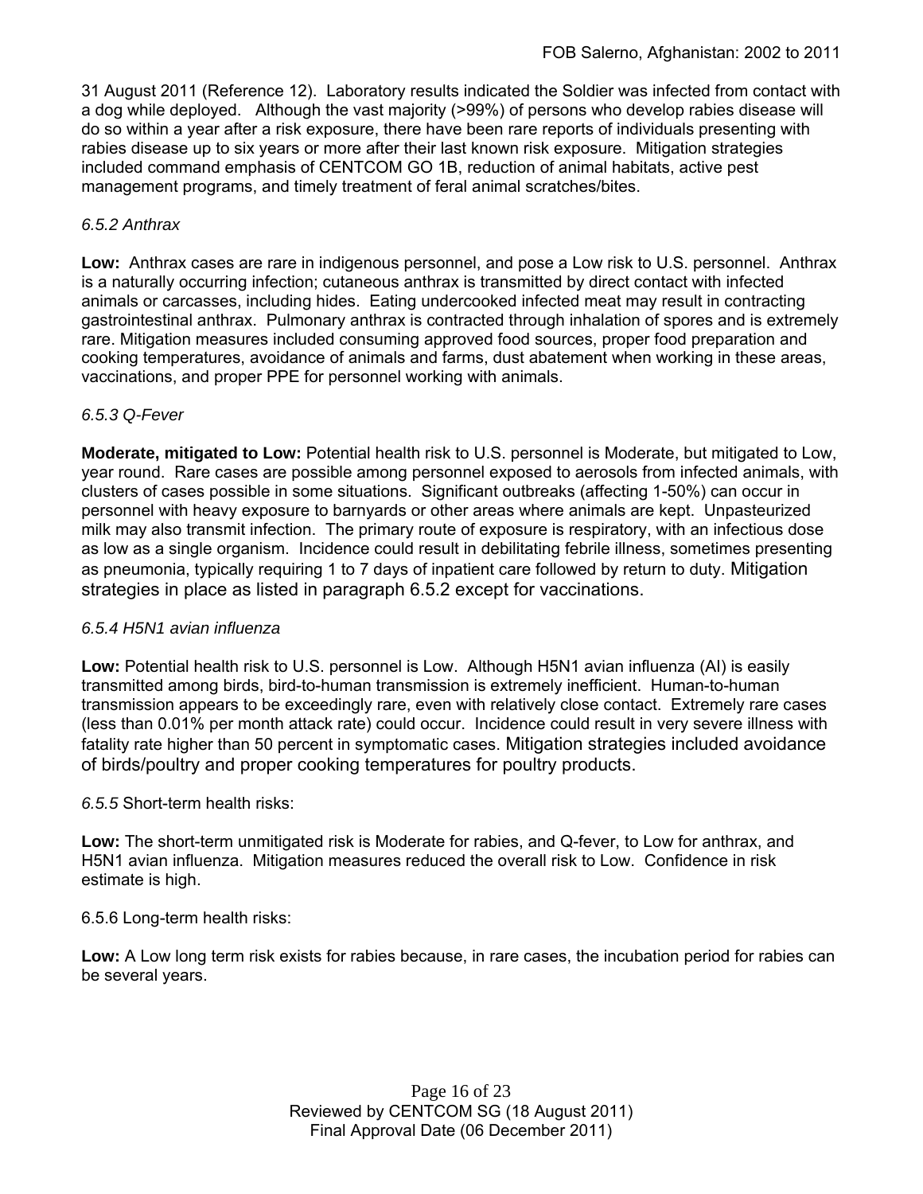31 August 2011 (Reference 12). Laboratory results indicated the Soldier was infected from contact with a dog while deployed. Although the vast majority (>99%) of persons who develop rabies disease will do so within a year after a risk exposure, there have been rare reports of individuals presenting with rabies disease up to six years or more after their last known risk exposure. Mitigation strategies included command emphasis of CENTCOM GO 1B, reduction of animal habitats, active pest management programs, and timely treatment of feral animal scratches/bites.

*6.5.2 Anthrax*

**Low:** Anthrax cases are rare in indigenous personnel, and pose a Low risk to U.S. personnel. Anthrax is a naturally occurring infection; cutaneous anthrax is transmitted by direct contact with infected animals or carcasses, including hides. Eating undercooked infected meat may result in contracting gastrointestinal anthrax. Pulmonary anthrax is contracted through inhalation of spores and is extremely rare. Mitigation measures included consuming approved food sources, proper food preparation and cooking temperatures, avoidance of animals and farms, dust abatement when working in these areas, vaccinations, and proper PPE for personnel working with animals.

*6.5.3 Q-Fever*

**Moderate, mitigated to Low:** Potential health risk to U.S. personnel is Moderate, but mitigated to Low, year round. Rare cases are possible among personnel exposed to aerosols from infected animals, with clusters of cases possible in some situations. Significant outbreaks (affecting 1-50%) can occur in personnel with heavy exposure to barnyards or other areas where animals are kept. Unpasteurized milk may also transmit infection. The primary route of exposure is respiratory, with an infectious dose as low as a single organism. Incidence could result in debilitating febrile illness, sometimes presenting as pneumonia, typically requiring 1 to 7 days of inpatient care followed by return to duty. Mitigation strategies in place as listed in paragraph 6.5.2 except for vaccinations.

*6.5.4 H5N1 avian influenza*

**Low:** Potential health risk to U.S. personnel is Low. Although H5N1 avian influenza (AI) is easily transmitted among birds, bird-to-human transmission is extremely inefficient. Human-to-human transmission appears to be exceedingly rare, even with relatively close contact. Extremely rare cases (less than 0.01% per month attack rate) could occur. Incidence could result in very severe illness with fatality rate higher than 50 percent in symptomatic cases. Mitigation strategies included avoidance of birds/poultry and proper cooking temperatures for poultry products.

*6.5.5* Short-term health risks:

**Low:** The short-term unmitigated risk is Moderate for rabies, and Q-fever, to Low for anthrax, and H5N1 avian influenza. Mitigation measures reduced the overall risk to Low. Confidence in risk estimate is high.

6.5.6 Long-term health risks:

**Low:** A Low long term risk exists for rabies because, in rare cases, the incubation period for rabies can be several years.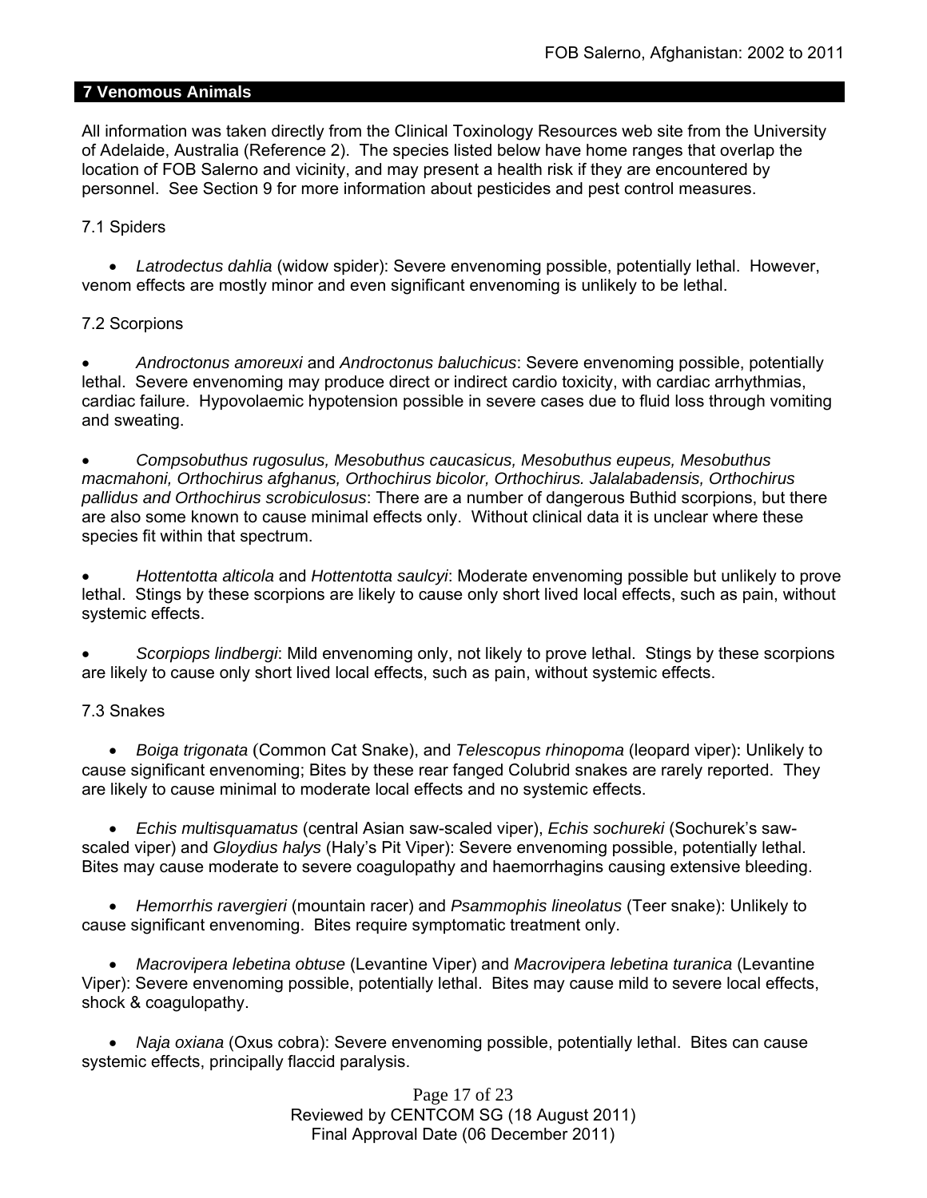## 7 Venomous Animals

All information was taken directly from the Clinical Toxinology Resources web site from the University of Adelaide, Australia (Reference 2). The species listed below have home ranges that overlap the location of FOB Salerno and vicinity, and may present a health risk if they are encountered by personnel. See Section 9 for more information about pesticides and pest control measures.

7.1 Spiders

- *Latrodectus dahlia* (widow spider): Severe envenoming possible, potentially lethal. However, venom effects are mostly minor and even significant envenoming is unlikely to be lethal.

7.2 Scorpions

- *Androctonus amoreuxi* and *Androctonus baluchicus*: Severe envenoming possible, potentially lethal. Severe envenoming may produce direct or indirect cardio toxicity, with cardiac arrhythmias, cardiac failure. Hypovolaemic hypotension possible in severe cases due to fluid loss through vomiting and sweating.

- *Compsobuthus rugosulus, Mesobuthus caucasicus, Mesobuthus eupeus, Mesobuthus macmahoni, Orthochirus afghanus, Orthochirus bicolor, Orthochirus. Jalalabadensis, Orthochirus pallidus and Orthochirus scrobiculosus*: There are a number of dangerous Buthid scorpions, but there are also some known to cause minimal effects only. Without clinical data it is unclear where these species fit within that spectrum.

- *Hottentotta alticola* and *Hottentotta saulcyi*: Moderate envenoming possible but unlikely to prove lethal. Stings by these scorpions are likely to cause only short lived local effects, such as pain, without systemic effects.

- *Scorpiops lindbergi*: Mild envenoming only, not likely to prove lethal. Stings by these scorpions are likely to cause only short lived local effects, such as pain, without systemic effects.

7.3 Snakes

- *Boiga trigonata* (Common Cat Snake), and *Telescopus rhinopoma* (leopard viper): Unlikely to cause significant envenoming; Bites by these rear fanged Colubrid snakes are rarely reported. They are likely to cause minimal to moderate local effects and no systemic effects.

- *Echis multisquamatus* (central Asian saw-scaled viper), *Echis sochureki* (Sochurek's saw-scaled viper) and *Gloydius halys* (Haly's Pit Viper): Severe envenoming possible, potentially lethal. Bites may cause moderate to severe coagulopathy and haemorrhagins causing extensive bleeding.

- *Hemorrhis ravergieri* (mountain racer) and *Psammophis lineolatus* (Teer snake): Unlikely to cause significant envenoming. Bites require symptomatic treatment only.

- *Macrovipera lebetina obtuse* (Levantine Viper) and *Macrovipera lebetina turanica* (Levantine Viper): Severe envenoming possible, potentially lethal. Bites may cause mild to severe local effects, shock & coagulopathy.

- *Naja oxiana* (Oxus cobra): Severe envenoming possible, potentially lethal. Bites can cause systemic effects, principally flaccid paralysis.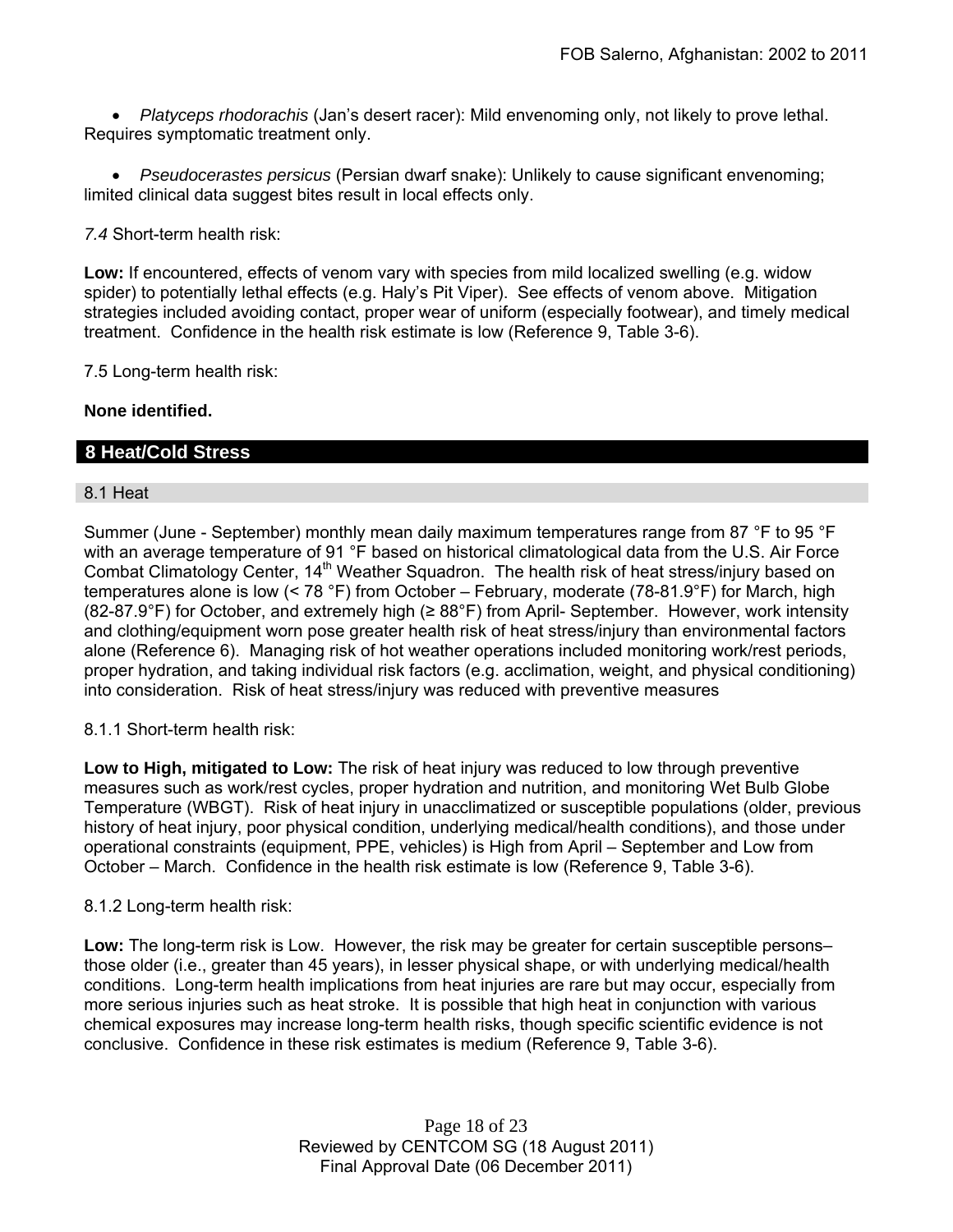- *Platyceps rhodorachis* (Jan's desert racer): Mild envenoming only, not likely to prove lethal. Requires symptomatic treatment only.

- *Pseudocerastes persicus* (Persian dwarf snake): Unlikely to cause significant envenoming; limited clinical data suggest bites result in local effects only.

*7.4* Short-term health risk:

**Low:** If encountered, effects of venom vary with species from mild localized swelling (e.g. widow spider) to potentially lethal effects (e.g. Haly's Pit Viper). See effects of venom above. Mitigation strategies included avoiding contact, proper wear of uniform (especially footwear), and timely medical treatment. Confidence in the health risk estimate is low (Reference 9, Table 3-6).

7.5 Long-term health risk:

**None identified.**

## 8 Heat/Cold Stress

### 8.1 Heat

Summer (June - September) monthly mean daily maximum temperatures range from 87 °F to 95 °F with an average temperature of 91 °F based on historical climatological data from the U.S. Air Force Combat Climatology Center, 14th Weather Squadron. The health risk of heat stress/injury based on temperatures alone is low (< 78 °F) from October – February, moderate (78-81.9°F) for March, high (82-87.9°F) for October, and extremely high (≥ 88°F) from April- September. However, work intensity and clothing/equipment worn pose greater health risk of heat stress/injury than environmental factors alone (Reference 6). Managing risk of hot weather operations included monitoring work/rest periods, proper hydration, and taking individual risk factors (e.g. acclimation, weight, and physical conditioning) into consideration. Risk of heat stress/injury was reduced with preventive measures

8.1.1 Short-term health risk:

**Low to High, mitigated to Low:** The risk of heat injury was reduced to low through preventive measures such as work/rest cycles, proper hydration and nutrition, and monitoring Wet Bulb Globe Temperature (WBGT). Risk of heat injury in unacclimatized or susceptible populations (older, previous history of heat injury, poor physical condition, underlying medical/health conditions), and those under operational constraints (equipment, PPE, vehicles) is High from April – September and Low from October – March. Confidence in the health risk estimate is low (Reference 9, Table 3-6).

8.1.2 Long-term health risk:

**Low:** The long-term risk is Low. However, the risk may be greater for certain susceptible persons– those older (i.e., greater than 45 years), in lesser physical shape, or with underlying medical/health conditions. Long-term health implications from heat injuries are rare but may occur, especially from more serious injuries such as heat stroke. It is possible that high heat in conjunction with various chemical exposures may increase long-term health risks, though specific scientific evidence is not conclusive. Confidence in these risk estimates is medium (Reference 9, Table 3-6).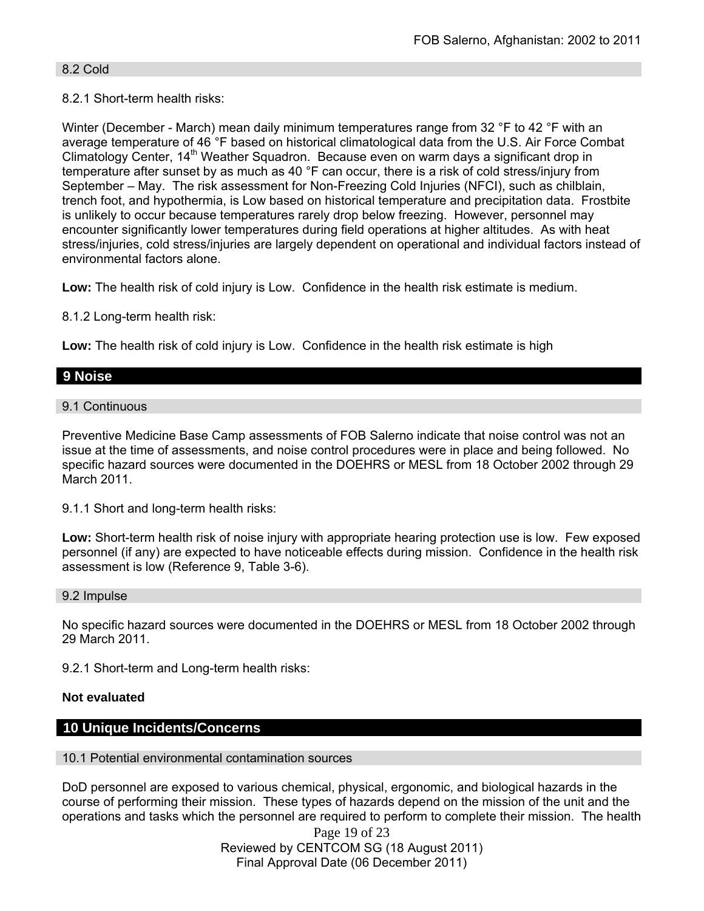### 8.2 Cold

8.2.1 Short-term health risks:

Winter (December - March) mean daily minimum temperatures range from 32 °F to 42 °F with an average temperature of 46 °F based on historical climatological data from the U.S. Air Force Combat Climatology Center, 14th Weather Squadron. Because even on warm days a significant drop in temperature after sunset by as much as 40 °F can occur, there is a risk of cold stress/injury from September – May. The risk assessment for Non-Freezing Cold Injuries (NFCI), such as chilblain, trench foot, and hypothermia, is Low based on historical temperature and precipitation data. Frostbite is unlikely to occur because temperatures rarely drop below freezing. However, personnel may encounter significantly lower temperatures during field operations at higher altitudes. As with heat stress/injuries, cold stress/injuries are largely dependent on operational and individual factors instead of environmental factors alone.

**Low:** The health risk of cold injury is Low. Confidence in the health risk estimate is medium.

8.1.2 Long-term health risk:

**Low:** The health risk of cold injury is Low. Confidence in the health risk estimate is high

## 9 Noise

### 9.1 Continuous

Preventive Medicine Base Camp assessments of FOB Salerno indicate that noise control was not an issue at the time of assessments, and noise control procedures were in place and being followed. No specific hazard sources were documented in the DOEHRS or MESL from 18 October 2002 through 29 March 2011.

9.1.1 Short and long-term health risks:

**Low:** Short-term health risk of noise injury with appropriate hearing protection use is low. Few exposed personnel (if any) are expected to have noticeable effects during mission. Confidence in the health risk assessment is low (Reference 9, Table 3-6).

### 9.2 Impulse

No specific hazard sources were documented in the DOEHRS or MESL from 18 October 2002 through 29 March 2011.

9.2.1 Short-term and Long-term health risks:

**Not evaluated**

## 10 Unique Incidents/Concerns

### 10.1 Potential environmental contamination sources

DoD personnel are exposed to various chemical, physical, ergonomic, and biological hazards in the course of performing their mission. These types of hazards depend on the mission of the unit and the operations and tasks which the personnel are required to perform to complete their mission. The health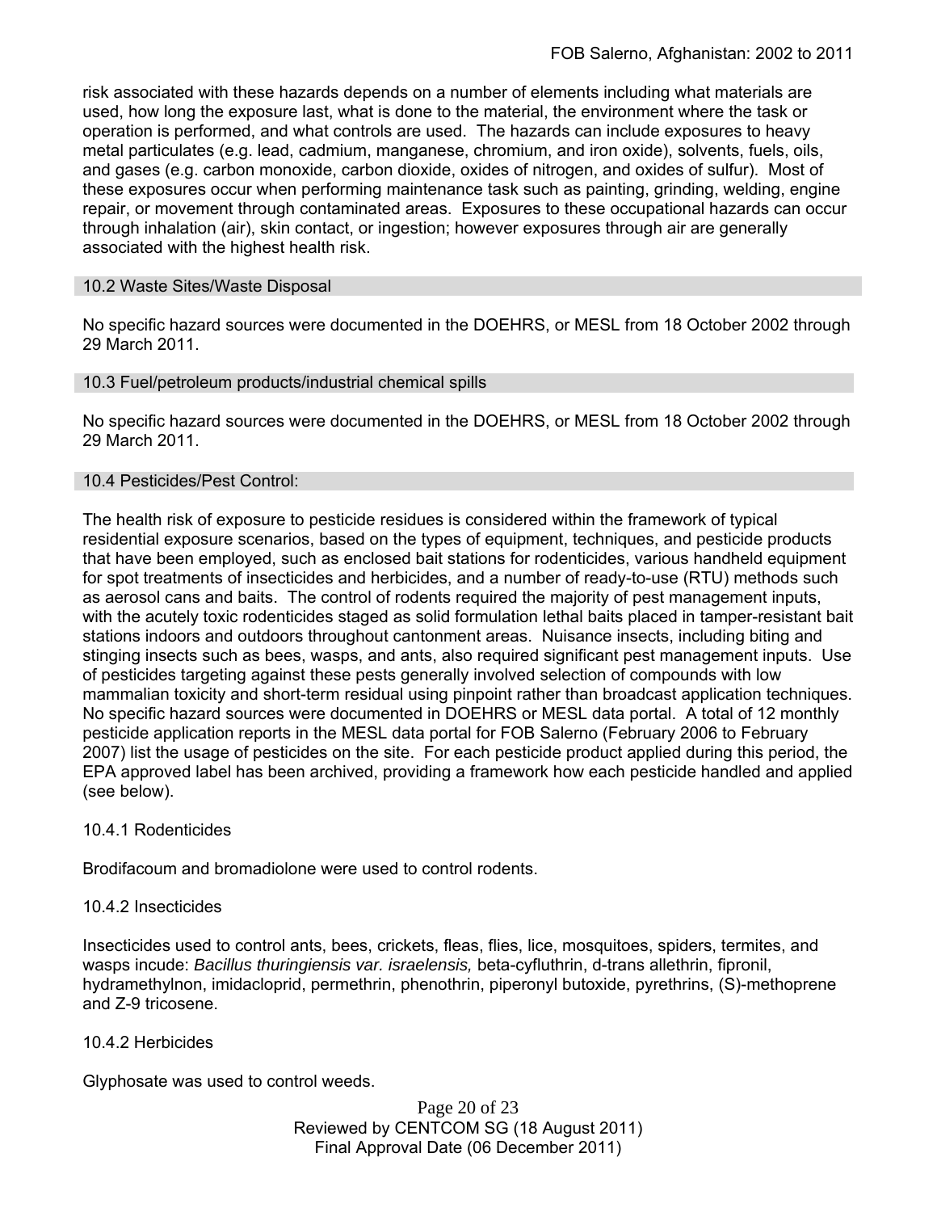risk associated with these hazards depends on a number of elements including what materials are used, how long the exposure last, what is done to the material, the environment where the task or operation is performed, and what controls are used. The hazards can include exposures to heavy metal particulates (e.g. lead, cadmium, manganese, chromium, and iron oxide), solvents, fuels, oils, and gases (e.g. carbon monoxide, carbon dioxide, oxides of nitrogen, and oxides of sulfur). Most of these exposures occur when performing maintenance task such as painting, grinding, welding, engine repair, or movement through contaminated areas. Exposures to these occupational hazards can occur through inhalation (air), skin contact, or ingestion; however exposures through air are generally associated with the highest health risk.

## 10.2 Waste Sites/Waste Disposal

No specific hazard sources were documented in the DOEHRS, or MESL from 18 October 2002 through 29 March 2011.

## 10.3 Fuel/petroleum products/industrial chemical spills

No specific hazard sources were documented in the DOEHRS, or MESL from 18 October 2002 through 29 March 2011.

## 10.4 Pesticides/Pest Control:

The health risk of exposure to pesticide residues is considered within the framework of typical residential exposure scenarios, based on the types of equipment, techniques, and pesticide products that have been employed, such as enclosed bait stations for rodenticides, various handheld equipment for spot treatments of insecticides and herbicides, and a number of ready-to-use (RTU) methods such as aerosol cans and baits. The control of rodents required the majority of pest management inputs, with the acutely toxic rodenticides staged as solid formulation lethal baits placed in tamper-resistant bait stations indoors and outdoors throughout cantonment areas. Nuisance insects, including biting and stinging insects such as bees, wasps, and ants, also required significant pest management inputs. Use of pesticides targeting against these pests generally involved selection of compounds with low mammalian toxicity and short-term residual using pinpoint rather than broadcast application techniques. No specific hazard sources were documented in DOEHRS or MESL data portal. A total of 12 monthly pesticide application reports in the MESL data portal for FOB Salerno (February 2006 to February 2007) list the usage of pesticides on the site. For each pesticide product applied during this period, the EPA approved label has been archived, providing a framework how each pesticide handled and applied (see below).

### 10.4.1 Rodenticides

Brodifacoum and bromadiolone were used to control rodents.

### 10.4.2 Insecticides

Insecticides used to control ants, bees, crickets, fleas, flies, lice, mosquitoes, spiders, termites, and wasps incude: *Bacillus thuringiensis var. israelensis,* beta-cyfluthrin, d-trans allethrin, fipronil, hydramethylnon, imidacloprid, permethrin, phenothrin, piperonyl butoxide, pyrethrins, (S)-methoprene and Z-9 tricosene.

### 10.4.2 Herbicides

Glyphosate was used to control weeds.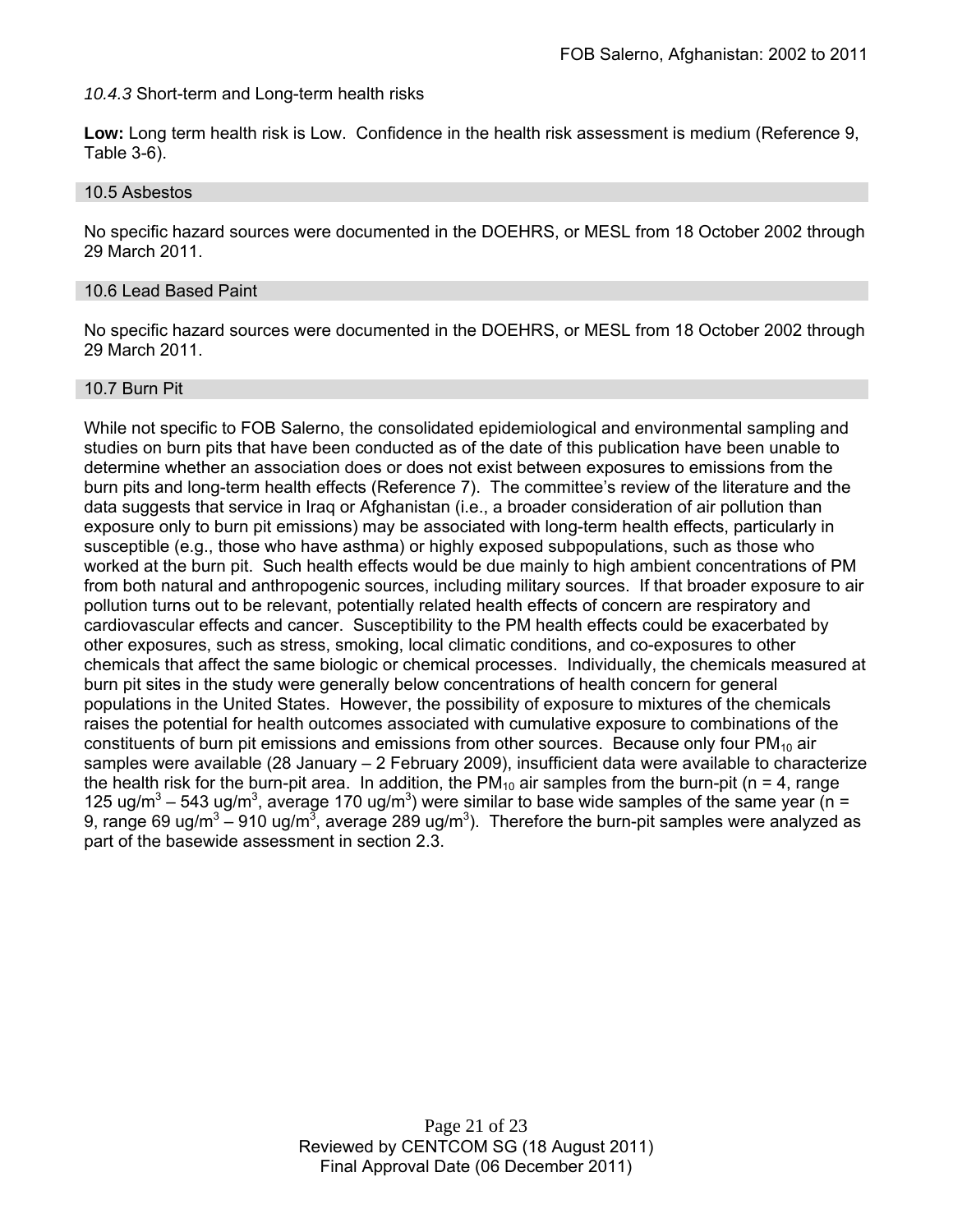*10.4.3* Short-term and Long-term health risks

**Low:** Long term health risk is Low. Confidence in the health risk assessment is medium (Reference 9, Table 3-6).

### 10.5 Asbestos

No specific hazard sources were documented in the DOEHRS, or MESL from 18 October 2002 through 29 March 2011.

### 10.6 Lead Based Paint

No specific hazard sources were documented in the DOEHRS, or MESL from 18 October 2002 through 29 March 2011.

### 10.7 Burn Pit

While not specific to FOB Salerno, the consolidated epidemiological and environmental sampling and studies on burn pits that have been conducted as of the date of this publication have been unable to determine whether an association does or does not exist between exposures to emissions from the burn pits and long-term health effects (Reference 7). The committee's review of the literature and the data suggests that service in Iraq or Afghanistan (i.e., a broader consideration of air pollution than exposure only to burn pit emissions) may be associated with long-term health effects, particularly in susceptible (e.g., those who have asthma) or highly exposed subpopulations, such as those who worked at the burn pit. Such health effects would be due mainly to high ambient concentrations of PM from both natural and anthropogenic sources, including military sources. If that broader exposure to air pollution turns out to be relevant, potentially related health effects of concern are respiratory and cardiovascular effects and cancer. Susceptibility to the PM health effects could be exacerbated by other exposures, such as stress, smoking, local climatic conditions, and co-exposures to other chemicals that affect the same biologic or chemical processes. Individually, the chemicals measured at burn pit sites in the study were generally below concentrations of health concern for general populations in the United States. However, the possibility of exposure to mixtures of the chemicals raises the potential for health outcomes associated with cumulative exposure to combinations of the constituents of burn pit emissions and emissions from other sources. Because only four $PM_{10}$ air samples were available (28 January – 2 February 2009), insufficient data were available to characterize the health risk for the burn-pit area. In addition, the $PM_{10}$ air samples from the burn-pit (n = 4, range 125 ug/m$^3$ – 543 ug/m$^3$, average 170 ug/m$^3$) were similar to base wide samples of the same year (n = 9, range 69 ug/m$^3$ – 910 ug/m$^3$, average 289 ug/m$^3$). Therefore the burn-pit samples were analyzed as part of the basewide assessment in section 2.3.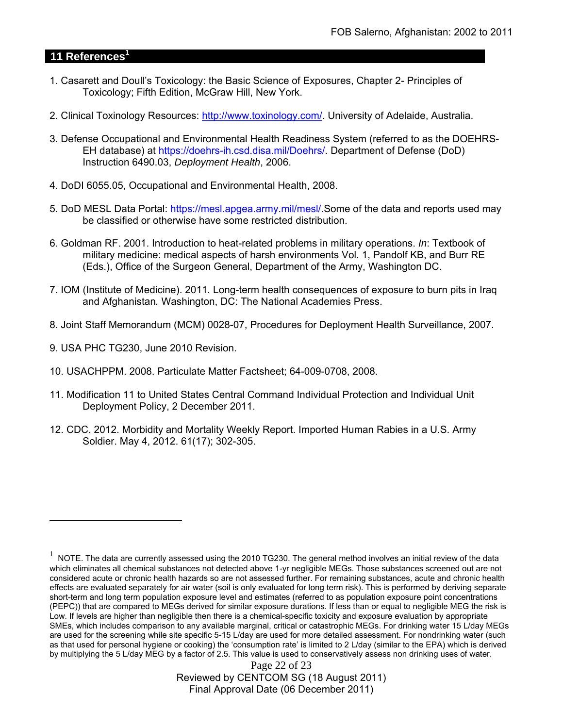## 11 References[1]

1. Casarett and Doull's Toxicology: the Basic Science of Exposures, Chapter 2- Principles of Toxicology; Fifth Edition, McGraw Hill, New York.

2. Clinical Toxinology Resources: http://www.toxinology.com/. University of Adelaide, Australia.

3. Defense Occupational and Environmental Health Readiness System (referred to as the DOEHRS-EH database) at https://doehrs-ih.csd.disa.mil/Doehrs/. Department of Defense (DoD) Instruction 6490.03, *Deployment Health*, 2006.

4. DoDI 6055.05, Occupational and Environmental Health, 2008.

5. DoD MESL Data Portal: https://mesl.apgea.army.mil/mesl/.Some of the data and reports used may be classified or otherwise have some restricted distribution.

6. Goldman RF. 2001. Introduction to heat-related problems in military operations. *In*: Textbook of military medicine: medical aspects of harsh environments Vol. 1, Pandolf KB, and Burr RE (Eds.), Office of the Surgeon General, Department of the Army, Washington DC.

7. IOM (Institute of Medicine). 2011*.* Long-term health consequences of exposure to burn pits in Iraq and Afghanistan*.* Washington, DC: The National Academies Press.

8. Joint Staff Memorandum (MCM) 0028-07, Procedures for Deployment Health Surveillance, 2007.

9. USA PHC TG230, June 2010 Revision.

10. USACHPPM. 2008. Particulate Matter Factsheet; 64-009-0708, 2008.

11. Modification 11 to United States Central Command Individual Protection and Individual Unit Deployment Policy, 2 December 2011.

12. CDC. 2012. Morbidity and Mortality Weekly Report. Imported Human Rabies in a U.S. Army Soldier. May 4, 2012. 61(17); 302-305.

---

[1] NOTE. The data are currently assessed using the 2010 TG230. The general method involves an initial review of the data which eliminates all chemical substances not detected above 1-yr negligible MEGs. Those substances screened out are not considered acute or chronic health hazards so are not assessed further. For remaining substances, acute and chronic health effects are evaluated separately for air water (soil is only evaluated for long term risk). This is performed by deriving separate short-term and long term population exposure level and estimates (referred to as population exposure point concentrations (PEPC)) that are compared to MEGs derived for similar exposure durations. If less than or equal to negligible MEG the risk is Low. If levels are higher than negligible then there is a chemical-specific toxicity and exposure evaluation by appropriate SMEs, which includes comparison to any available marginal, critical or catastrophic MEGs. For drinking water 15 L/day MEGs are used for the screening while site specific 5-15 L/day are used for more detailed assessment. For nondrinking water (such as that used for personal hygiene or cooking) the 'consumption rate' is limited to 2 L/day (similar to the EPA) which is derived by multiplying the 5 L/day MEG by a factor of 2.5. This value is used to conservatively assess non drinking uses of water.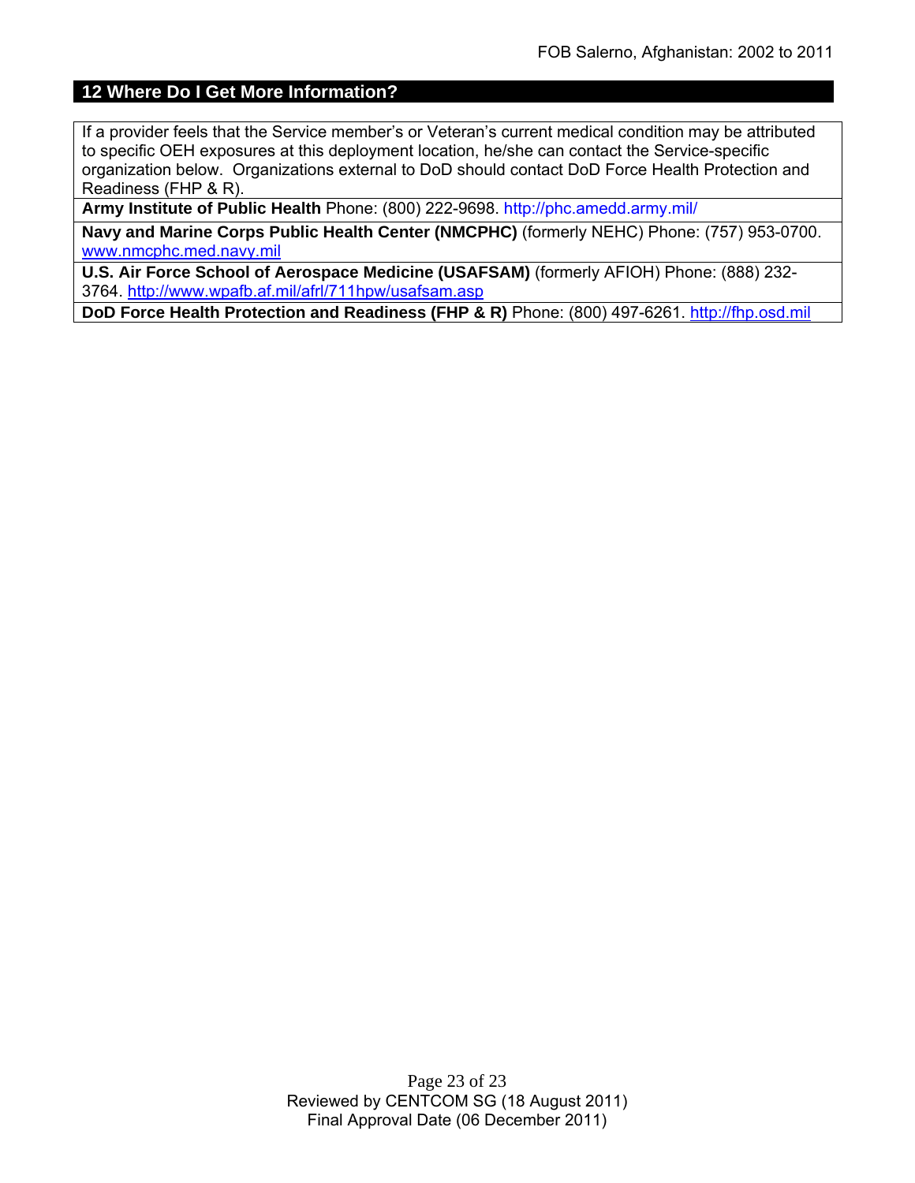## 12 Where Do I Get More Information?

| |
|---|
| If a provider feels that the Service member's or Veteran's current medical condition may be attributed to specific OEH exposures at this deployment location, he/she can contact the Service-specific organization below. Organizations external to DoD should contact DoD Force Health Protection and Readiness (FHP & R). |
| **Army Institute of Public Health** Phone: (800) 222-9698. http://phc.amedd.army.mil/ |
| **Navy and Marine Corps Public Health Center (NMCPHC)** (formerly NEHC) Phone: (757) 953-0700. www.nmcphc.med.navy.mil |
| **U.S. Air Force School of Aerospace Medicine (USAFSAM)** (formerly AFIOH) Phone: (888) 232-3764. http://www.wpafb.af.mil/afrl/711hpw/usafsam.asp |
| **DoD Force Health Protection and Readiness (FHP & R)** Phone: (800) 497-6261. http://fhp.osd.mil |

Reviewed by CENTCOM SG (18 August 2011)
Final Approval Date (06 December 2011)